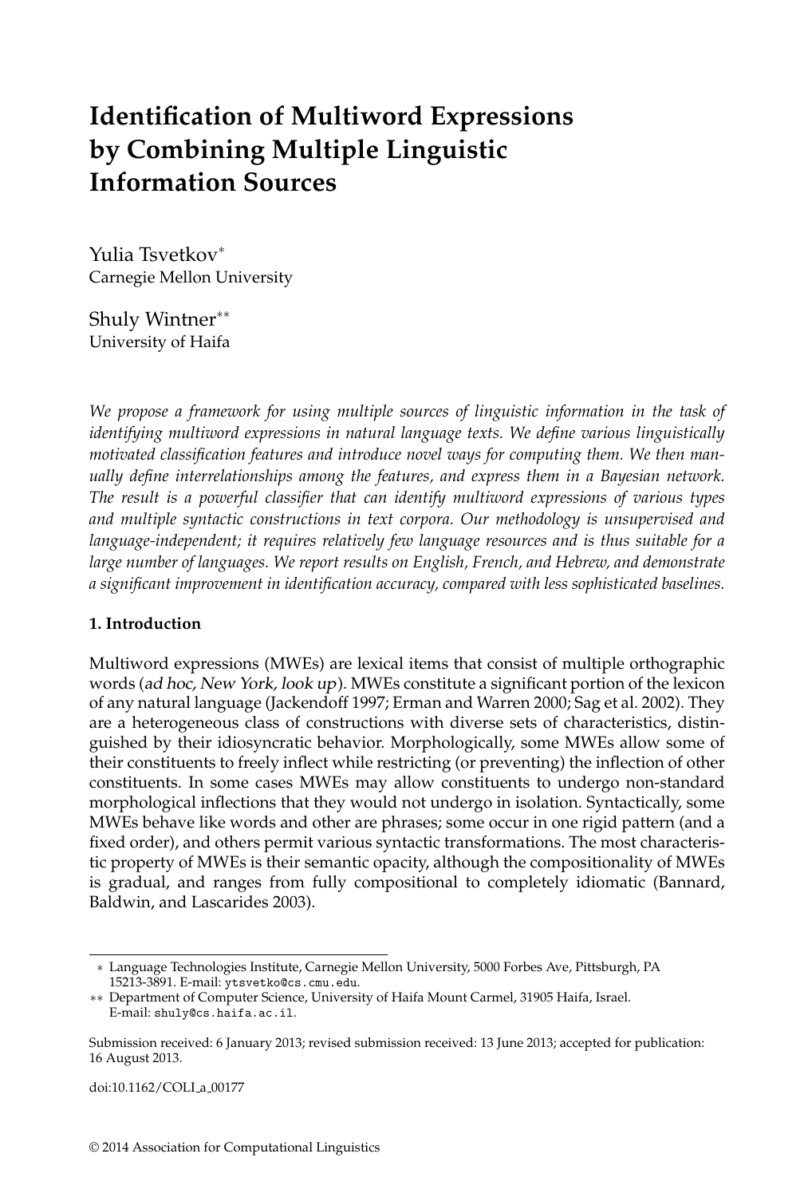# Identification of Multiword Expressions by Combining Multiple Linguistic Information Sources

Yulia Tsvetkov*
Carnegie Mellon University

Shuly Wintner**
University of Haifa

*We propose a framework for using multiple sources of linguistic information in the task of identifying multiword expressions in natural language texts. We define various linguistically motivated classification features and introduce novel ways for computing them. We then manually define interrelationships among the features, and express them in a Bayesian network. The result is a powerful classifier that can identify multiword expressions of various types and multiple syntactic constructions in text corpora. Our methodology is unsupervised and language-independent; it requires relatively few language resources and is thus suitable for a large number of languages. We report results on English, French, and Hebrew, and demonstrate a significant improvement in identification accuracy, compared with less sophisticated baselines.*

## 1. Introduction

Multiword expressions (MWEs) are lexical items that consist of multiple orthographic words (*ad hoc, New York, look up*). MWEs constitute a significant portion of the lexicon of any natural language (Jackendoff 1997; Erman and Warren 2000; Sag et al. 2002). They are a heterogeneous class of constructions with diverse sets of characteristics, distinguished by their idiosyncratic behavior. Morphologically, some MWEs allow some of their constituents to freely inflect while restricting (or preventing) the inflection of other constituents. In some cases MWEs may allow constituents to undergo non-standard morphological inflections that they would not undergo in isolation. Syntactically, some MWEs behave like words and other are phrases; some occur in one rigid pattern (and a fixed order), and others permit various syntactic transformations. The most characteristic property of MWEs is their semantic opacity, although the compositionality of MWEs is gradual, and ranges from fully compositional to completely idiomatic (Bannard, Baldwin, and Lascarides 2003).

---

\* Language Technologies Institute, Carnegie Mellon University, 5000 Forbes Ave, Pittsburgh, PA 15213-3891. E-mail: ytsvetko@cs.cmu.edu.

\*\* Department of Computer Science, University of Haifa Mount Carmel, 31905 Haifa, Israel. E-mail: shuly@cs.haifa.ac.il.

Submission received: 6 January 2013; revised submission received: 13 June 2013; accepted for publication: 16 August 2013.

doi:10.1162/COLI_a_00177

© 2014 Association for Computational Linguistics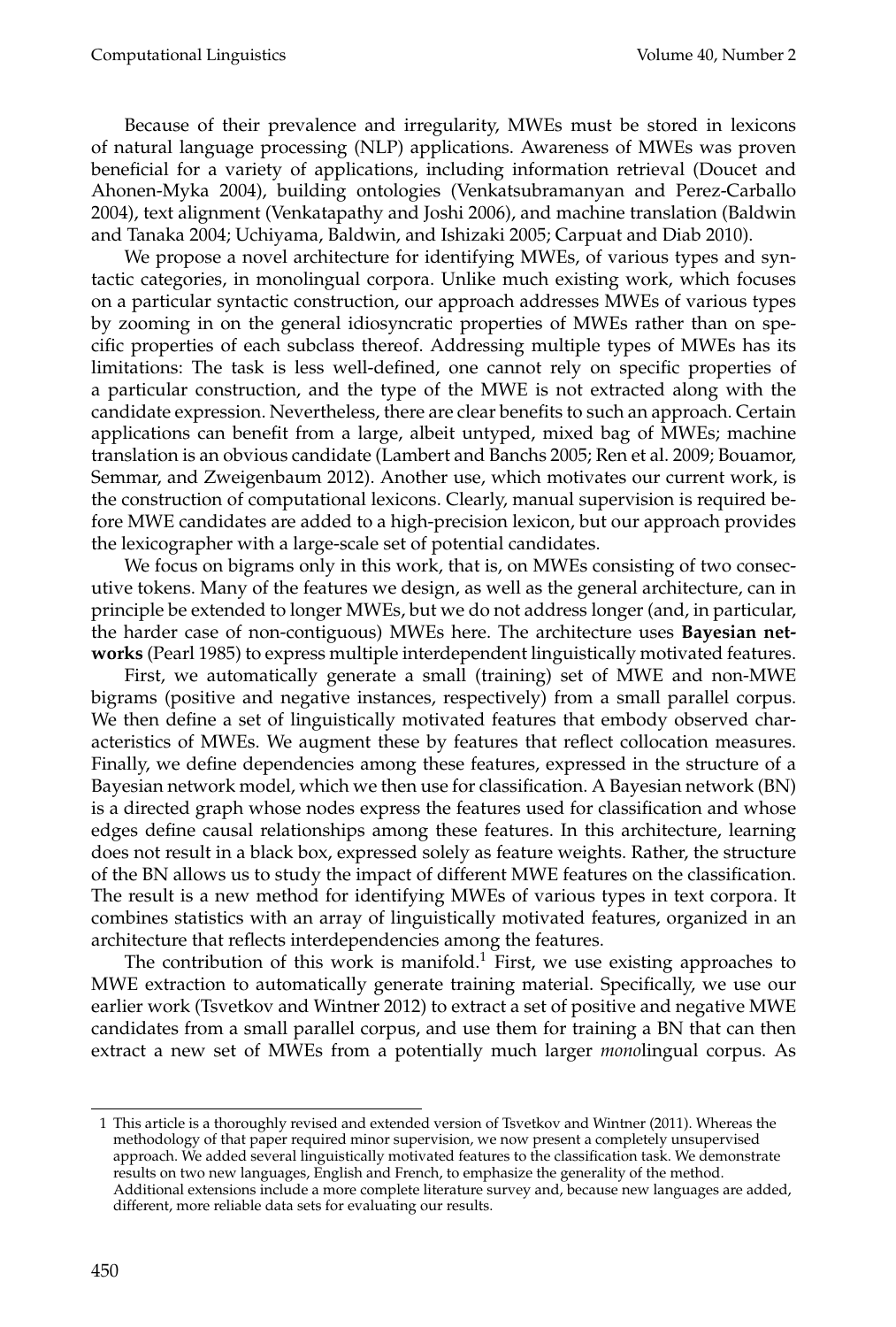Because of their prevalence and irregularity, MWEs must be stored in lexicons of natural language processing (NLP) applications. Awareness of MWEs was proven beneficial for a variety of applications, including information retrieval (Doucet and Ahonen-Myka 2004), building ontologies (Venkatsubramanyan and Perez-Carballo 2004), text alignment (Venkatapathy and Joshi 2006), and machine translation (Baldwin and Tanaka 2004; Uchiyama, Baldwin, and Ishizaki 2005; Carpuat and Diab 2010).

We propose a novel architecture for identifying MWEs, of various types and syntactic categories, in monolingual corpora. Unlike much existing work, which focuses on a particular syntactic construction, our approach addresses MWEs of various types by zooming in on the general idiosyncratic properties of MWEs rather than on specific properties of each subclass thereof. Addressing multiple types of MWEs has its limitations: The task is less well-defined, one cannot rely on specific properties of a particular construction, and the type of the MWE is not extracted along with the candidate expression. Nevertheless, there are clear benefits to such an approach. Certain applications can benefit from a large, albeit untyped, mixed bag of MWEs; machine translation is an obvious candidate (Lambert and Banchs 2005; Ren et al. 2009; Bouamor, Semmar, and Zweigenbaum 2012). Another use, which motivates our current work, is the construction of computational lexicons. Clearly, manual supervision is required before MWE candidates are added to a high-precision lexicon, but our approach provides the lexicographer with a large-scale set of potential candidates.

We focus on bigrams only in this work, that is, on MWEs consisting of two consecutive tokens. Many of the features we design, as well as the general architecture, can in principle be extended to longer MWEs, but we do not address longer (and, in particular, the harder case of non-contiguous) MWEs here. The architecture uses **Bayesian networks** (Pearl 1985) to express multiple interdependent linguistically motivated features.

First, we automatically generate a small (training) set of MWE and non-MWE bigrams (positive and negative instances, respectively) from a small parallel corpus. We then define a set of linguistically motivated features that embody observed characteristics of MWEs. We augment these by features that reflect collocation measures. Finally, we define dependencies among these features, expressed in the structure of a Bayesian network model, which we then use for classification. A Bayesian network (BN) is a directed graph whose nodes express the features used for classification and whose edges define causal relationships among these features. In this architecture, learning does not result in a black box, expressed solely as feature weights. Rather, the structure of the BN allows us to study the impact of different MWE features on the classification. The result is a new method for identifying MWEs of various types in text corpora. It combines statistics with an array of linguistically motivated features, organized in an architecture that reflects interdependencies among the features.

The contribution of this work is manifold.[1] First, we use existing approaches to MWE extraction to automatically generate training material. Specifically, we use our earlier work (Tsvetkov and Wintner 2012) to extract a set of positive and negative MWE candidates from a small parallel corpus, and use them for training a BN that can then extract a new set of MWEs from a potentially much larger *mono*lingual corpus. As

[1] This article is a thoroughly revised and extended version of Tsvetkov and Wintner (2011). Whereas the methodology of that paper required minor supervision, we now present a completely unsupervised approach. We added several linguistically motivated features to the classification task. We demonstrate results on two new languages, English and French, to emphasize the generality of the method. Additional extensions include a more complete literature survey and, because new languages are added, different, more reliable data sets for evaluating our results.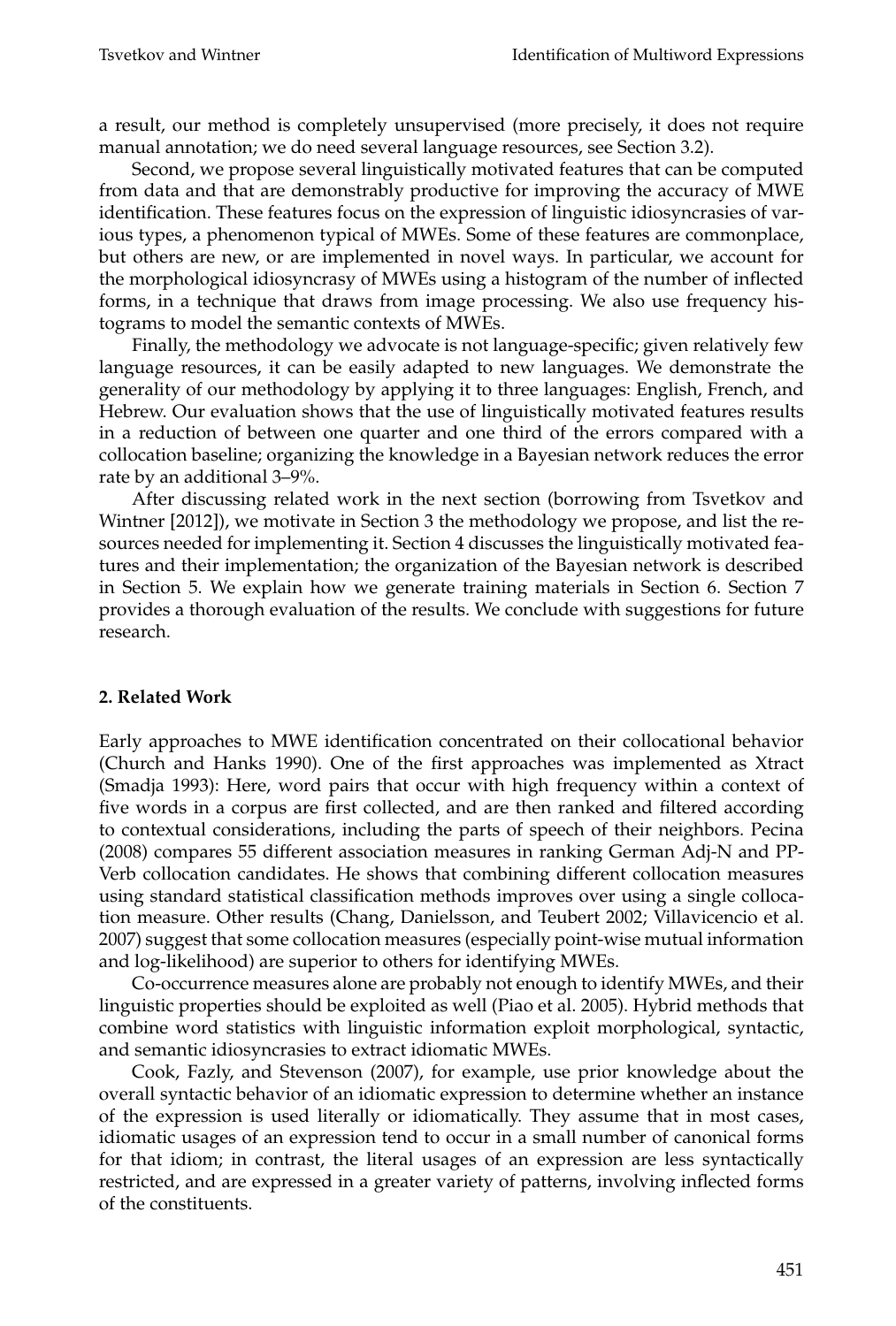a result, our method is completely unsupervised (more precisely, it does not require manual annotation; we do need several language resources, see Section 3.2).

Second, we propose several linguistically motivated features that can be computed from data and that are demonstrably productive for improving the accuracy of MWE identification. These features focus on the expression of linguistic idiosyncrasies of various types, a phenomenon typical of MWEs. Some of these features are commonplace, but others are new, or are implemented in novel ways. In particular, we account for the morphological idiosyncrasy of MWEs using a histogram of the number of inflected forms, in a technique that draws from image processing. We also use frequency histograms to model the semantic contexts of MWEs.

Finally, the methodology we advocate is not language-specific; given relatively few language resources, it can be easily adapted to new languages. We demonstrate the generality of our methodology by applying it to three languages: English, French, and Hebrew. Our evaluation shows that the use of linguistically motivated features results in a reduction of between one quarter and one third of the errors compared with a collocation baseline; organizing the knowledge in a Bayesian network reduces the error rate by an additional 3–9%.

After discussing related work in the next section (borrowing from Tsvetkov and Wintner [2012]), we motivate in Section 3 the methodology we propose, and list the resources needed for implementing it. Section 4 discusses the linguistically motivated features and their implementation; the organization of the Bayesian network is described in Section 5. We explain how we generate training materials in Section 6. Section 7 provides a thorough evaluation of the results. We conclude with suggestions for future research.

## 2. Related Work

Early approaches to MWE identification concentrated on their collocational behavior (Church and Hanks 1990). One of the first approaches was implemented as Xtract (Smadja 1993): Here, word pairs that occur with high frequency within a context of five words in a corpus are first collected, and are then ranked and filtered according to contextual considerations, including the parts of speech of their neighbors. Pecina (2008) compares 55 different association measures in ranking German Adj-N and PP-Verb collocation candidates. He shows that combining different collocation measures using standard statistical classification methods improves over using a single collocation measure. Other results (Chang, Danielsson, and Teubert 2002; Villavicencio et al. 2007) suggest that some collocation measures (especially point-wise mutual information and log-likelihood) are superior to others for identifying MWEs.

Co-occurrence measures alone are probably not enough to identify MWEs, and their linguistic properties should be exploited as well (Piao et al. 2005). Hybrid methods that combine word statistics with linguistic information exploit morphological, syntactic, and semantic idiosyncrasies to extract idiomatic MWEs.

Cook, Fazly, and Stevenson (2007), for example, use prior knowledge about the overall syntactic behavior of an idiomatic expression to determine whether an instance of the expression is used literally or idiomatically. They assume that in most cases, idiomatic usages of an expression tend to occur in a small number of canonical forms for that idiom; in contrast, the literal usages of an expression are less syntactically restricted, and are expressed in a greater variety of patterns, involving inflected forms of the constituents.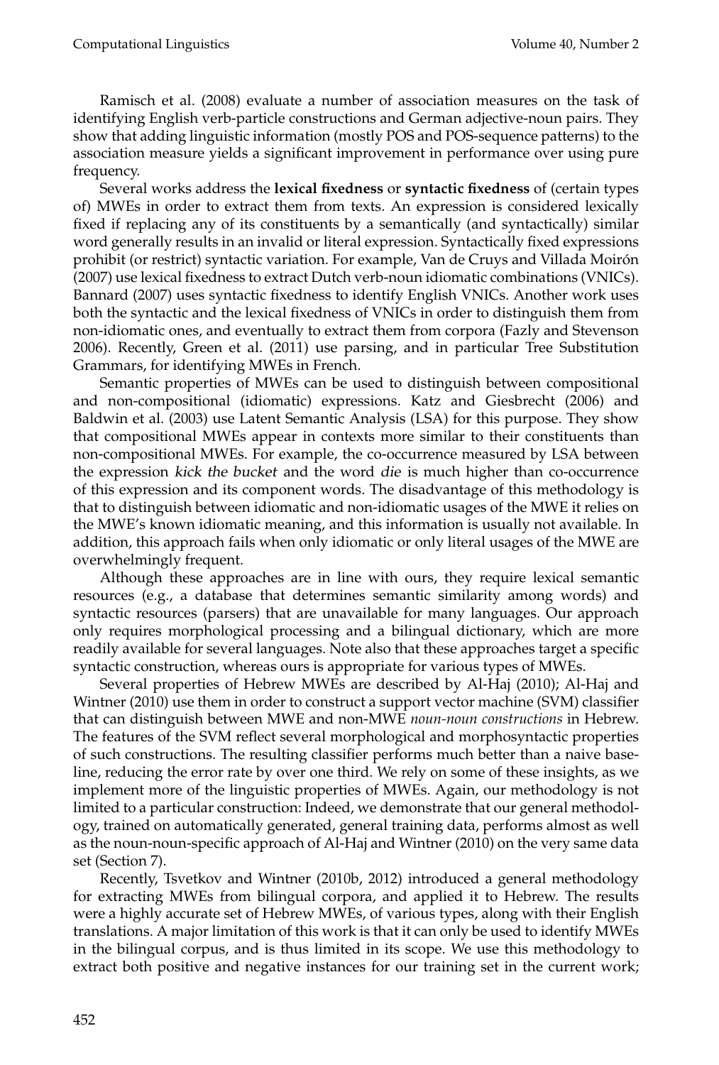Ramisch et al. (2008) evaluate a number of association measures on the task of identifying English verb-particle constructions and German adjective-noun pairs. They show that adding linguistic information (mostly POS and POS-sequence patterns) to the association measure yields a significant improvement in performance over using pure frequency.

Several works address the **lexical fixedness** or **syntactic fixedness** of (certain types of) MWEs in order to extract them from texts. An expression is considered lexically fixed if replacing any of its constituents by a semantically (and syntactically) similar word generally results in an invalid or literal expression. Syntactically fixed expressions prohibit (or restrict) syntactic variation. For example, Van de Cruys and Villada Moirón (2007) use lexical fixedness to extract Dutch verb-noun idiomatic combinations (VNICs). Bannard (2007) uses syntactic fixedness to identify English VNICs. Another work uses both the syntactic and the lexical fixedness of VNICs in order to distinguish them from non-idiomatic ones, and eventually to extract them from corpora (Fazly and Stevenson 2006). Recently, Green et al. (2011) use parsing, and in particular Tree Substitution Grammars, for identifying MWEs in French.

Semantic properties of MWEs can be used to distinguish between compositional and non-compositional (idiomatic) expressions. Katz and Giesbrecht (2006) and Baldwin et al. (2003) use Latent Semantic Analysis (LSA) for this purpose. They show that compositional MWEs appear in contexts more similar to their constituents than non-compositional MWEs. For example, the co-occurrence measured by LSA between the expression *kick the bucket* and the word *die* is much higher than co-occurrence of this expression and its component words. The disadvantage of this methodology is that to distinguish between idiomatic and non-idiomatic usages of the MWE it relies on the MWE's known idiomatic meaning, and this information is usually not available. In addition, this approach fails when only idiomatic or only literal usages of the MWE are overwhelmingly frequent.

Although these approaches are in line with ours, they require lexical semantic resources (e.g., a database that determines semantic similarity among words) and syntactic resources (parsers) that are unavailable for many languages. Our approach only requires morphological processing and a bilingual dictionary, which are more readily available for several languages. Note also that these approaches target a specific syntactic construction, whereas ours is appropriate for various types of MWEs.

Several properties of Hebrew MWEs are described by Al-Haj (2010); Al-Haj and Wintner (2010) use them in order to construct a support vector machine (SVM) classifier that can distinguish between MWE and non-MWE *noun-noun constructions* in Hebrew. The features of the SVM reflect several morphological and morphosyntactic properties of such constructions. The resulting classifier performs much better than a naive baseline, reducing the error rate by over one third. We rely on some of these insights, as we implement more of the linguistic properties of MWEs. Again, our methodology is not limited to a particular construction: Indeed, we demonstrate that our general methodology, trained on automatically generated, general training data, performs almost as well as the noun-noun-specific approach of Al-Haj and Wintner (2010) on the very same data set (Section 7).

Recently, Tsvetkov and Wintner (2010b, 2012) introduced a general methodology for extracting MWEs from bilingual corpora, and applied it to Hebrew. The results were a highly accurate set of Hebrew MWEs, of various types, along with their English translations. A major limitation of this work is that it can only be used to identify MWEs in the bilingual corpus, and is thus limited in its scope. We use this methodology to extract both positive and negative instances for our training set in the current work;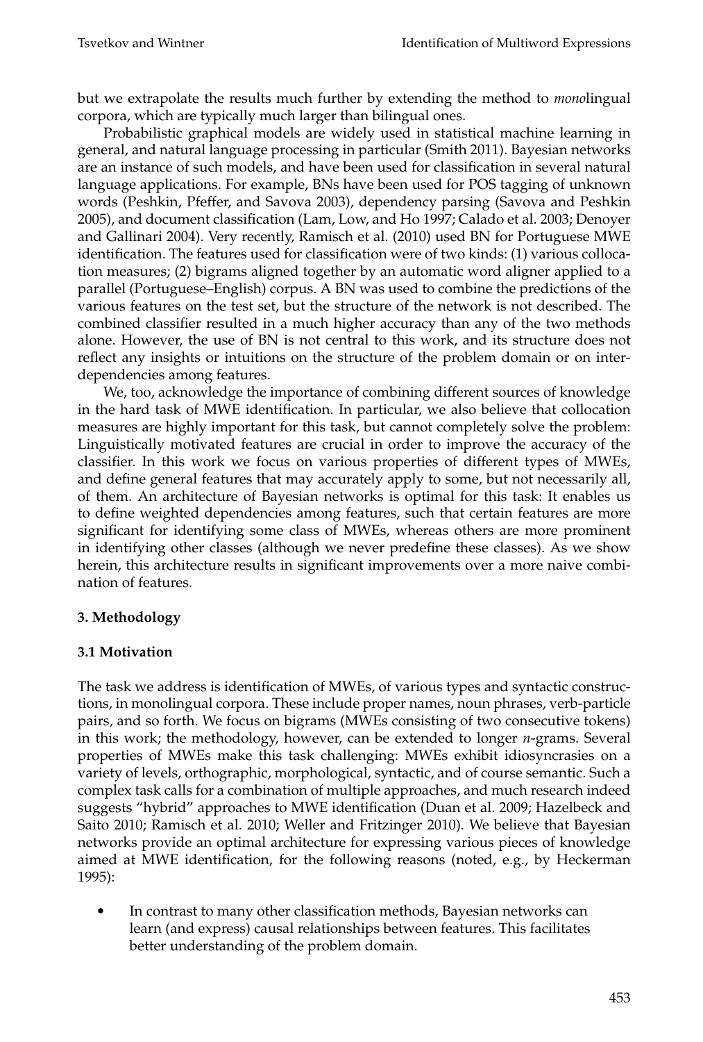but we extrapolate the results much further by extending the method to *mono*lingual corpora, which are typically much larger than bilingual ones.

Probabilistic graphical models are widely used in statistical machine learning in general, and natural language processing in particular (Smith 2011). Bayesian networks are an instance of such models, and have been used for classification in several natural language applications. For example, BNs have been used for POS tagging of unknown words (Peshkin, Pfeffer, and Savova 2003), dependency parsing (Savova and Peshkin 2005), and document classification (Lam, Low, and Ho 1997; Calado et al. 2003; Denoyer and Gallinari 2004). Very recently, Ramisch et al. (2010) used BN for Portuguese MWE identification. The features used for classification were of two kinds: (1) various collocation measures; (2) bigrams aligned together by an automatic word aligner applied to a parallel (Portuguese–English) corpus. A BN was used to combine the predictions of the various features on the test set, but the structure of the network is not described. The combined classifier resulted in a much higher accuracy than any of the two methods alone. However, the use of BN is not central to this work, and its structure does not reflect any insights or intuitions on the structure of the problem domain or on interdependencies among features.

We, too, acknowledge the importance of combining different sources of knowledge in the hard task of MWE identification. In particular, we also believe that collocation measures are highly important for this task, but cannot completely solve the problem: Linguistically motivated features are crucial in order to improve the accuracy of the classifier. In this work we focus on various properties of different types of MWEs, and define general features that may accurately apply to some, but not necessarily all, of them. An architecture of Bayesian networks is optimal for this task: It enables us to define weighted dependencies among features, such that certain features are more significant for identifying some class of MWEs, whereas others are more prominent in identifying other classes (although we never predefine these classes). As we show herein, this architecture results in significant improvements over a more naive combination of features.

## 3. Methodology

### 3.1 Motivation

The task we address is identification of MWEs, of various types and syntactic constructions, in monolingual corpora. These include proper names, noun phrases, verb-particle pairs, and so forth. We focus on bigrams (MWEs consisting of two consecutive tokens) in this work; the methodology, however, can be extended to longer *n*-grams. Several properties of MWEs make this task challenging: MWEs exhibit idiosyncrasies on a variety of levels, orthographic, morphological, syntactic, and of course semantic. Such a complex task calls for a combination of multiple approaches, and much research indeed suggests "hybrid" approaches to MWE identification (Duan et al. 2009; Hazelbeck and Saito 2010; Ramisch et al. 2010; Weller and Fritzinger 2010). We believe that Bayesian networks provide an optimal architecture for expressing various pieces of knowledge aimed at MWE identification, for the following reasons (noted, e.g., by Heckerman 1995):

- In contrast to many other classification methods, Bayesian networks can learn (and express) causal relationships between features. This facilitates better understanding of the problem domain.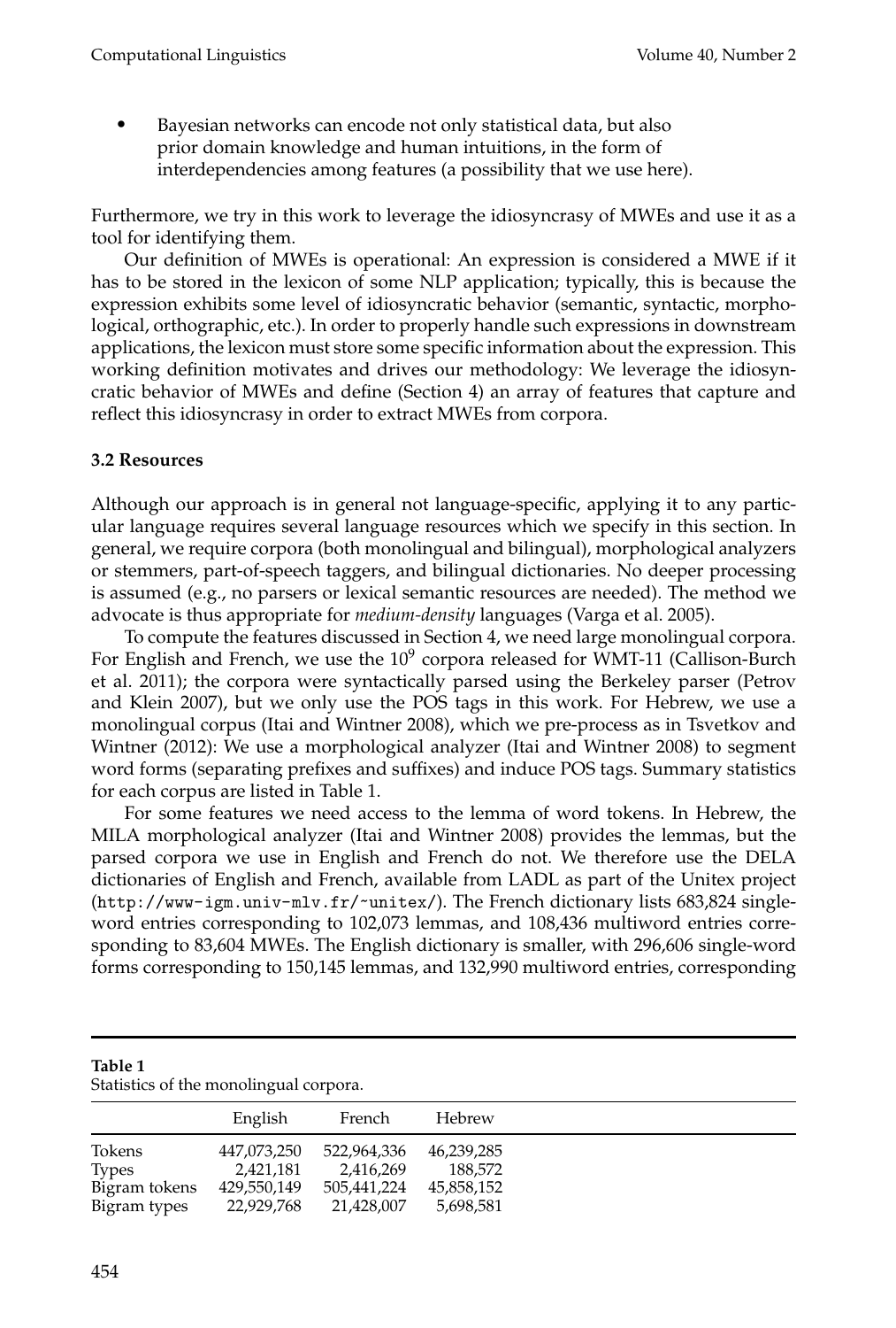- Bayesian networks can encode not only statistical data, but also prior domain knowledge and human intuitions, in the form of interdependencies among features (a possibility that we use here).

Furthermore, we try in this work to leverage the idiosyncrasy of MWEs and use it as a tool for identifying them.

Our definition of MWEs is operational: An expression is considered a MWE if it has to be stored in the lexicon of some NLP application; typically, this is because the expression exhibits some level of idiosyncratic behavior (semantic, syntactic, morphological, orthographic, etc.). In order to properly handle such expressions in downstream applications, the lexicon must store some specific information about the expression. This working definition motivates and drives our methodology: We leverage the idiosyncratic behavior of MWEs and define (Section 4) an array of features that capture and reflect this idiosyncrasy in order to extract MWEs from corpora.

### 3.2 Resources

Although our approach is in general not language-specific, applying it to any particular language requires several language resources which we specify in this section. In general, we require corpora (both monolingual and bilingual), morphological analyzers or stemmers, part-of-speech taggers, and bilingual dictionaries. No deeper processing is assumed (e.g., no parsers or lexical semantic resources are needed). The method we advocate is thus appropriate for *medium-density* languages (Varga et al. 2005).

To compute the features discussed in Section 4, we need large monolingual corpora. For English and French, we use the $10^9$ corpora released for WMT-11 (Callison-Burch et al. 2011); the corpora were syntactically parsed using the Berkeley parser (Petrov and Klein 2007), but we only use the POS tags in this work. For Hebrew, we use a monolingual corpus (Itai and Wintner 2008), which we pre-process as in Tsvetkov and Wintner (2012): We use a morphological analyzer (Itai and Wintner 2008) to segment word forms (separating prefixes and suffixes) and induce POS tags. Summary statistics for each corpus are listed in Table 1.

For some features we need access to the lemma of word tokens. In Hebrew, the MILA morphological analyzer (Itai and Wintner 2008) provides the lemmas, but the parsed corpora we use in English and French do not. We therefore use the DELA dictionaries of English and French, available from LADL as part of the Unitex project (`http://www-igm.univ-mlv.fr/~unitex/`). The French dictionary lists 683,824 single-word entries corresponding to 102,073 lemmas, and 108,436 multiword entries corresponding to 83,604 MWEs. The English dictionary is smaller, with 296,606 single-word forms corresponding to 150,145 lemmas, and 132,990 multiword entries, corresponding

**Table 1**
Statistics of the monolingual corpora.

| | English | French | Hebrew |
|---|---|---|---|
| Tokens | 447,073,250 | 522,964,336 | 46,239,285 |
| Types | 2,421,181 | 2,416,269 | 188,572 |
| Bigram tokens | 429,550,149 | 505,441,224 | 45,858,152 |
| Bigram types | 22,929,768 | 21,428,007 | 5,698,581 |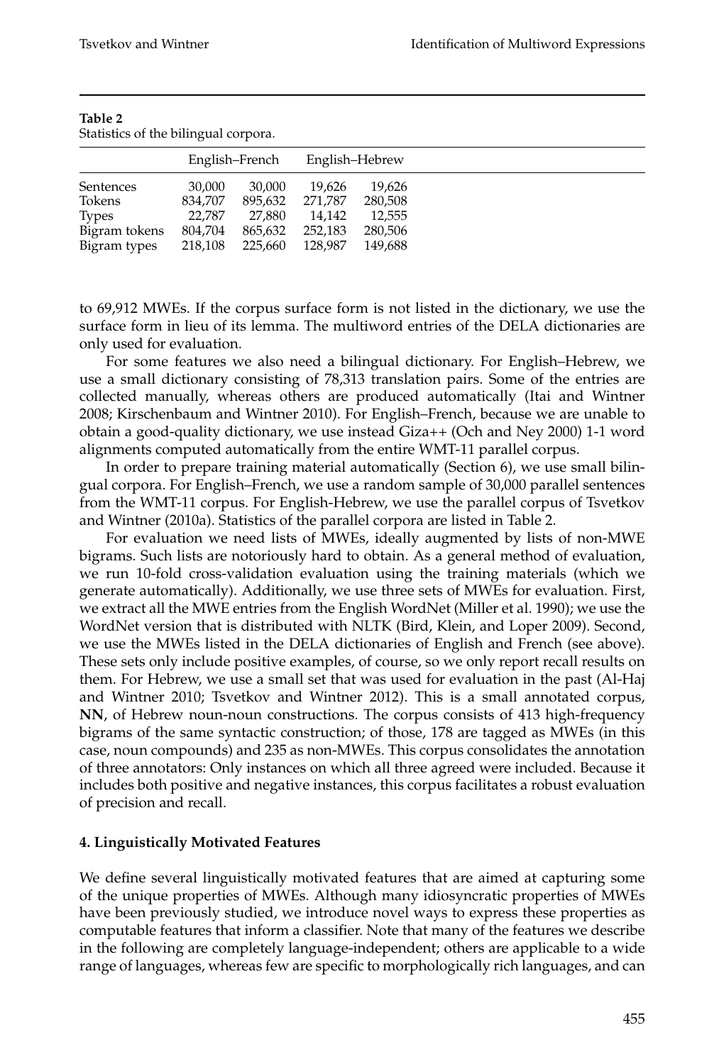**Table 2**
Statistics of the bilingual corpora.

| | English–French | | English–Hebrew | |
|---|---|---|---|---|
| Sentences | 30,000 | 30,000 | 19,626 | 19,626 |
| Tokens | 834,707 | 895,632 | 271,787 | 280,508 |
| Types | 22,787 | 27,880 | 14,142 | 12,555 |
| Bigram tokens | 804,704 | 865,632 | 252,183 | 280,506 |
| Bigram types | 218,108 | 225,660 | 128,987 | 149,688 |

to 69,912 MWEs. If the corpus surface form is not listed in the dictionary, we use the surface form in lieu of its lemma. The multiword entries of the DELA dictionaries are only used for evaluation.

For some features we also need a bilingual dictionary. For English–Hebrew, we use a small dictionary consisting of 78,313 translation pairs. Some of the entries are collected manually, whereas others are produced automatically (Itai and Wintner 2008; Kirschenbaum and Wintner 2010). For English–French, because we are unable to obtain a good-quality dictionary, we use instead Giza++ (Och and Ney 2000) 1-1 word alignments computed automatically from the entire WMT-11 parallel corpus.

In order to prepare training material automatically (Section 6), we use small bilingual corpora. For English–French, we use a random sample of 30,000 parallel sentences from the WMT-11 corpus. For English-Hebrew, we use the parallel corpus of Tsvetkov and Wintner (2010a). Statistics of the parallel corpora are listed in Table 2.

For evaluation we need lists of MWEs, ideally augmented by lists of non-MWE bigrams. Such lists are notoriously hard to obtain. As a general method of evaluation, we run 10-fold cross-validation evaluation using the training materials (which we generate automatically). Additionally, we use three sets of MWEs for evaluation. First, we extract all the MWE entries from the English WordNet (Miller et al. 1990); we use the WordNet version that is distributed with NLTK (Bird, Klein, and Loper 2009). Second, we use the MWEs listed in the DELA dictionaries of English and French (see above). These sets only include positive examples, of course, so we only report recall results on them. For Hebrew, we use a small set that was used for evaluation in the past (Al-Haj and Wintner 2010; Tsvetkov and Wintner 2012). This is a small annotated corpus, **NN**, of Hebrew noun-noun constructions. The corpus consists of 413 high-frequency bigrams of the same syntactic construction; of those, 178 are tagged as MWEs (in this case, noun compounds) and 235 as non-MWEs. This corpus consolidates the annotation of three annotators: Only instances on which all three agreed were included. Because it includes both positive and negative instances, this corpus facilitates a robust evaluation of precision and recall.

## 4. Linguistically Motivated Features

We define several linguistically motivated features that are aimed at capturing some of the unique properties of MWEs. Although many idiosyncratic properties of MWEs have been previously studied, we introduce novel ways to express these properties as computable features that inform a classifier. Note that many of the features we describe in the following are completely language-independent; others are applicable to a wide range of languages, whereas few are specific to morphologically rich languages, and can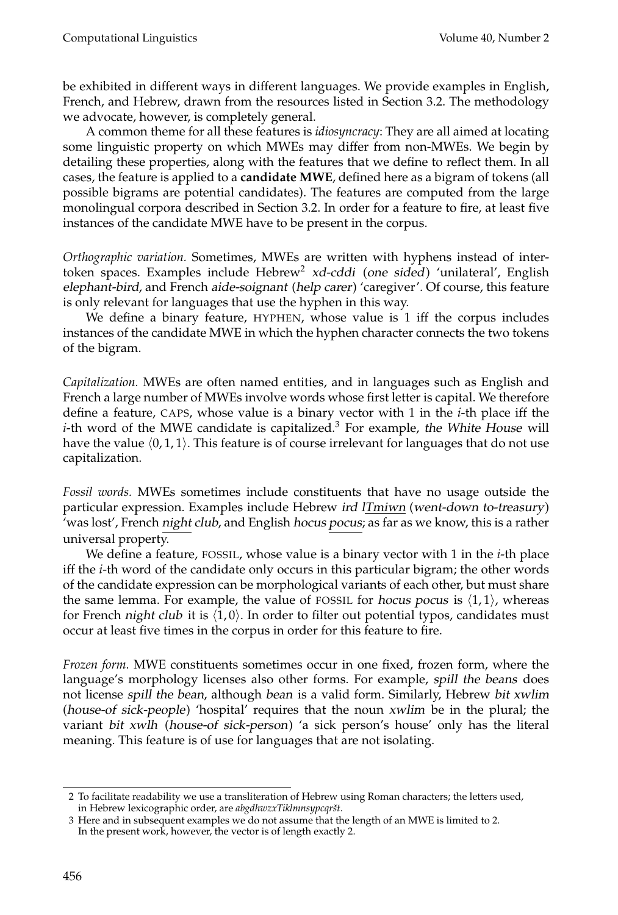be exhibited in different ways in different languages. We provide examples in English, French, and Hebrew, drawn from the resources listed in Section 3.2. The methodology we advocate, however, is completely general.

A common theme for all these features is *idiosyncracy*: They are all aimed at locating some linguistic property on which MWEs may differ from non-MWEs. We begin by detailing these properties, along with the features that we define to reflect them. In all cases, the feature is applied to a **candidate MWE**, defined here as a bigram of tokens (all possible bigrams are potential candidates). The features are computed from the large monolingual corpora described in Section 3.2. In order for a feature to fire, at least five instances of the candidate MWE have to be present in the corpus.

*Orthographic variation.* Sometimes, MWEs are written with hyphens instead of inter-token spaces. Examples include Hebrew[2] *xd-cddi* (*one sided*) 'unilateral', English *elephant-bird*, and French *aide-soignant* (*help carer*) 'caregiver'. Of course, this feature is only relevant for languages that use the hyphen in this way.

We define a binary feature, HYPHEN, whose value is 1 iff the corpus includes instances of the candidate MWE in which the hyphen character connects the two tokens of the bigram.

*Capitalization.* MWEs are often named entities, and in languages such as English and French a large number of MWEs involve words whose first letter is capital. We therefore define a feature, CAPS, whose value is a binary vector with 1 in the $i$-th place iff the $i$-th word of the MWE candidate is capitalized.[3] For example, *the White House* will have the value $\langle 0, 1, 1 \rangle$. This feature is of course irrelevant for languages that do not use capitalization.

*Fossil words.* MWEs sometimes include constituents that have no usage outside the particular expression. Examples include Hebrew *ird <u>lTmiwn</u>* (*went-down to-treasury*) 'was lost', French <u>*night*</u> *club*, and English *hocus* <u>*pocus*</u>; as far as we know, this is a rather universal property.

We define a feature, FOSSIL, whose value is a binary vector with 1 in the $i$-th place iff the $i$-th word of the candidate only occurs in this particular bigram; the other words of the candidate expression can be morphological variants of each other, but must share the same lemma. For example, the value of FOSSIL for *hocus pocus* is $\langle 1, 1 \rangle$, whereas for French *night club* it is $\langle 1, 0 \rangle$. In order to filter out potential typos, candidates must occur at least five times in the corpus in order for this feature to fire.

*Frozen form.* MWE constituents sometimes occur in one fixed, frozen form, where the language's morphology licenses also other forms. For example, *spill the beans* does not license *spill the bean*, although *bean* is a valid form. Similarly, Hebrew *bit xwlim* (*house-of sick-people*) 'hospital' requires that the noun *xwlim* be in the plural; the variant *bit xwlh* (*house-of sick-person*) 'a sick person's house' only has the literal meaning. This feature is of use for languages that are not isolating.

---

2 To facilitate readability we use a transliteration of Hebrew using Roman characters; the letters used, in Hebrew lexicographic order, are *abgdhwzxTiklmnsypcqršt*.

3 Here and in subsequent examples we do not assume that the length of an MWE is limited to 2. In the present work, however, the vector is of length exactly 2.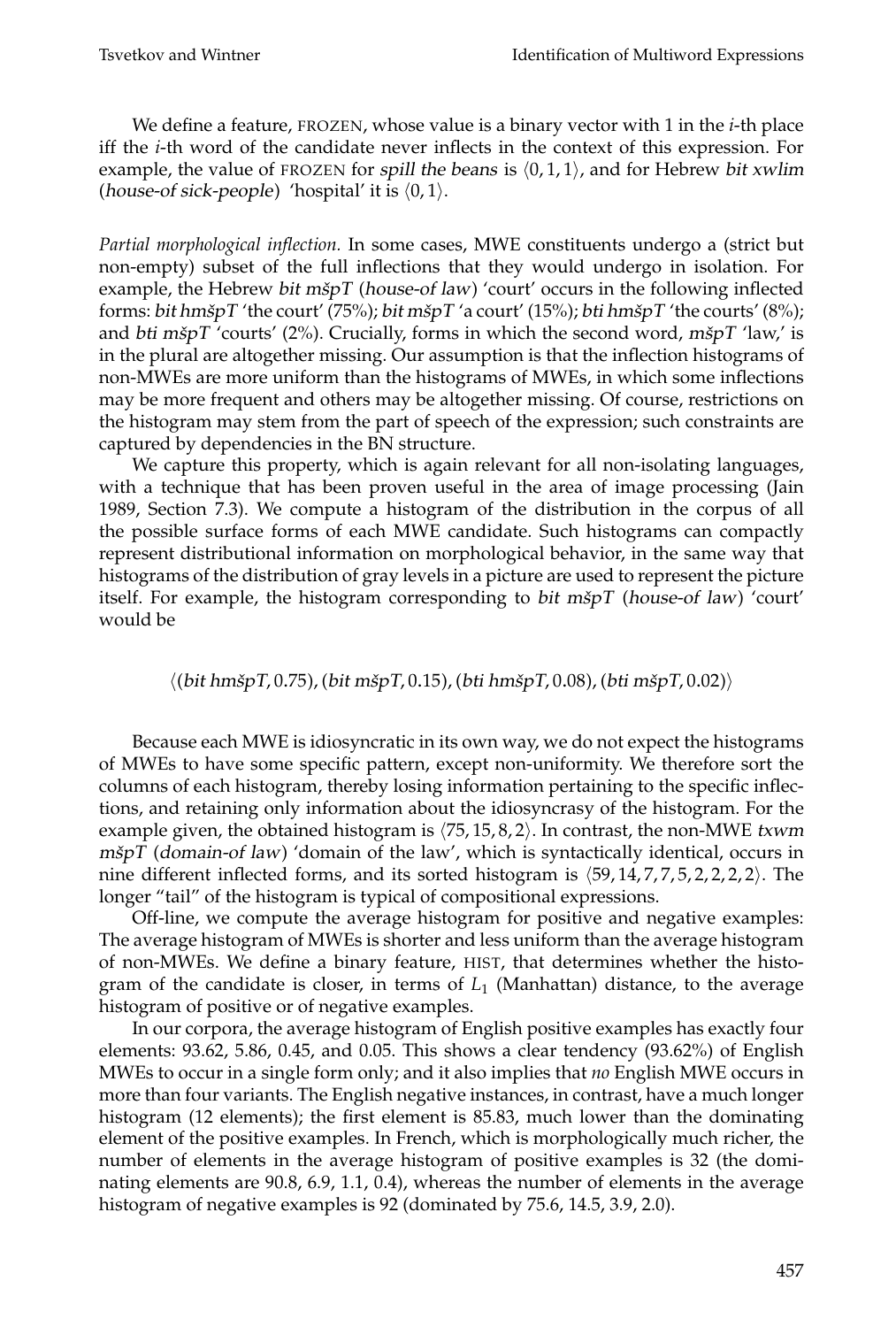We define a feature, FROZEN, whose value is a binary vector with 1 in the $i$-th place iff the $i$-th word of the candidate never inflects in the context of this expression. For example, the value of FROZEN for *spill the beans* is $\langle 0, 1, 1 \rangle$, and for Hebrew *bit xwlim* (*house-of sick-people*) 'hospital' it is $\langle 0, 1 \rangle$.

*Partial morphological inflection.* In some cases, MWE constituents undergo a (strict but non-empty) subset of the full inflections that they would undergo in isolation. For example, the Hebrew *bit mšpT* (*house-of law*) 'court' occurs in the following inflected forms: *bit hmšpT* 'the court' (75%); *bit mšpT* 'a court' (15%); *bti hmšpT* 'the courts' (8%); and *bti mšpT* 'courts' (2%). Crucially, forms in which the second word, *mšpT* 'law,' is in the plural are altogether missing. Our assumption is that the inflection histograms of non-MWEs are more uniform than the histograms of MWEs, in which some inflections may be more frequent and others may be altogether missing. Of course, restrictions on the histogram may stem from the part of speech of the expression; such constraints are captured by dependencies in the BN structure.

We capture this property, which is again relevant for all non-isolating languages, with a technique that has been proven useful in the area of image processing (Jain 1989, Section 7.3). We compute a histogram of the distribution in the corpus of all the possible surface forms of each MWE candidate. Such histograms can compactly represent distributional information on morphological behavior, in the same way that histograms of the distribution of gray levels in a picture are used to represent the picture itself. For example, the histogram corresponding to *bit mšpT* (*house-of law*) 'court' would be

$$\langle (\textit{bit hmšpT}, 0.75), (\textit{bit mšpT}, 0.15), (\textit{bti hmšpT}, 0.08), (\textit{bti mšpT}, 0.02) \rangle$$

Because each MWE is idiosyncratic in its own way, we do not expect the histograms of MWEs to have some specific pattern, except non-uniformity. We therefore sort the columns of each histogram, thereby losing information pertaining to the specific inflections, and retaining only information about the idiosyncrasy of the histogram. For the example given, the obtained histogram is $\langle 75, 15, 8, 2 \rangle$. In contrast, the non-MWE *txwm mšpT* (*domain-of law*) 'domain of the law', which is syntactically identical, occurs in nine different inflected forms, and its sorted histogram is $\langle 59, 14, 7, 7, 5, 2, 2, 2, 2 \rangle$. The longer "tail" of the histogram is typical of compositional expressions.

Off-line, we compute the average histogram for positive and negative examples: The average histogram of MWEs is shorter and less uniform than the average histogram of non-MWEs. We define a binary feature, HIST, that determines whether the histogram of the candidate is closer, in terms of $L_1$ (Manhattan) distance, to the average histogram of positive or of negative examples.

In our corpora, the average histogram of English positive examples has exactly four elements: 93.62, 5.86, 0.45, and 0.05. This shows a clear tendency (93.62%) of English MWEs to occur in a single form only; and it also implies that *no* English MWE occurs in more than four variants. The English negative instances, in contrast, have a much longer histogram (12 elements); the first element is 85.83, much lower than the dominating element of the positive examples. In French, which is morphologically much richer, the number of elements in the average histogram of positive examples is 32 (the dominating elements are 90.8, 6.9, 1.1, 0.4), whereas the number of elements in the average histogram of negative examples is 92 (dominated by 75.6, 14.5, 3.9, 2.0).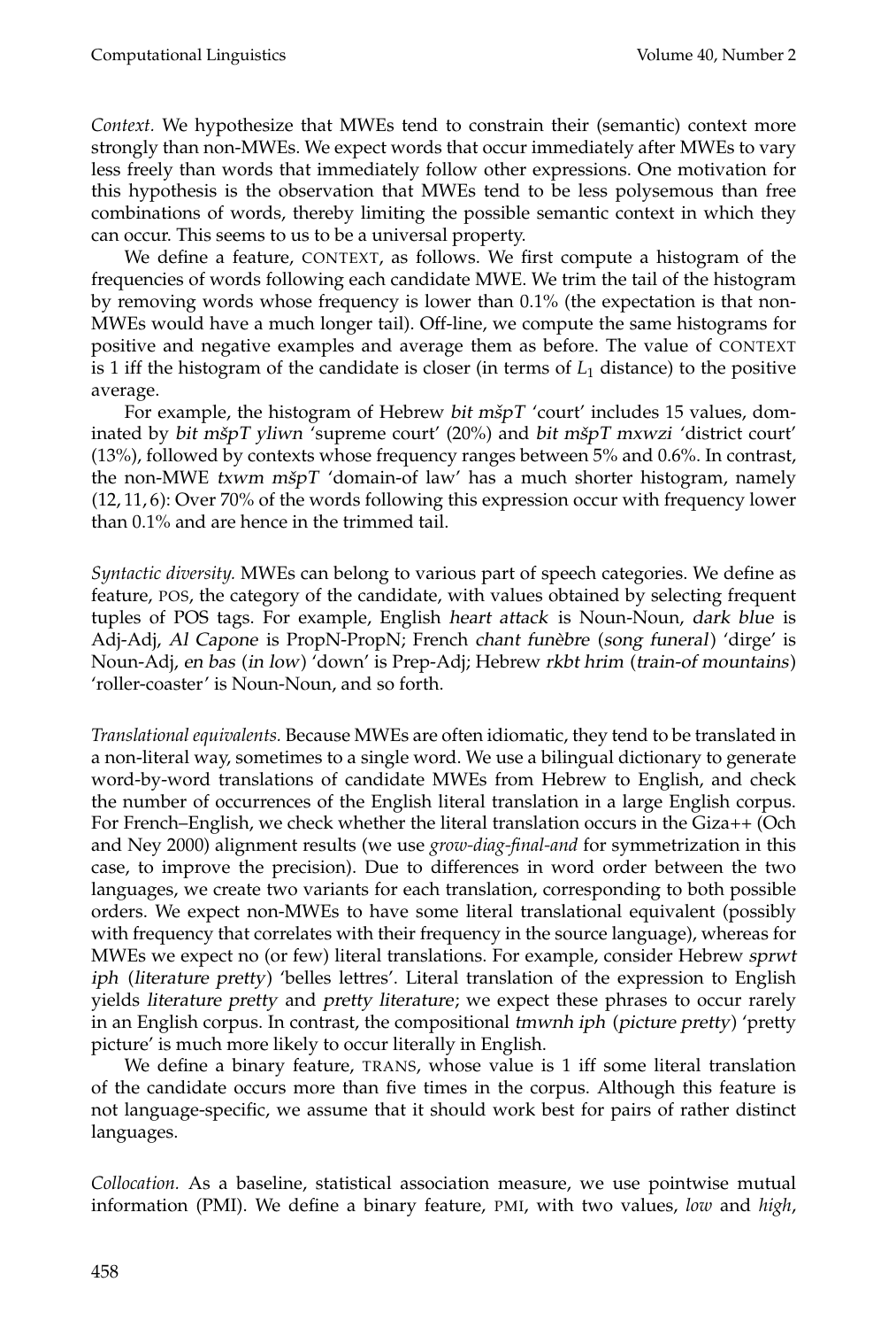*Context.* We hypothesize that MWEs tend to constrain their (semantic) context more strongly than non-MWEs. We expect words that occur immediately after MWEs to vary less freely than words that immediately follow other expressions. One motivation for this hypothesis is the observation that MWEs tend to be less polysemous than free combinations of words, thereby limiting the possible semantic context in which they can occur. This seems to us to be a universal property.

We define a feature, CONTEXT, as follows. We first compute a histogram of the frequencies of words following each candidate MWE. We trim the tail of the histogram by removing words whose frequency is lower than 0.1% (the expectation is that non-MWEs would have a much longer tail). Off-line, we compute the same histograms for positive and negative examples and average them as before. The value of CONTEXT is 1 iff the histogram of the candidate is closer (in terms of $L_1$ distance) to the positive average.

For example, the histogram of Hebrew *bit mšpT* 'court' includes 15 values, dominated by *bit mšpT yliwn* 'supreme court' (20%) and *bit mšpT mxwzi* 'district court' (13%), followed by contexts whose frequency ranges between 5% and 0.6%. In contrast, the non-MWE *txwm mšpT* 'domain-of law' has a much shorter histogram, namely (12, 11, 6): Over 70% of the words following this expression occur with frequency lower than 0.1% and are hence in the trimmed tail.

*Syntactic diversity.* MWEs can belong to various part of speech categories. We define as feature, POS, the category of the candidate, with values obtained by selecting frequent tuples of POS tags. For example, English *heart attack* is Noun-Noun, *dark blue* is Adj-Adj, *Al Capone* is PropN-PropN; French *chant funèbre* (*song funeral*) 'dirge' is Noun-Adj, *en bas* (*in low*) 'down' is Prep-Adj; Hebrew *rkbt hrim* (*train-of mountains*) 'roller-coaster' is Noun-Noun, and so forth.

*Translational equivalents.* Because MWEs are often idiomatic, they tend to be translated in a non-literal way, sometimes to a single word. We use a bilingual dictionary to generate word-by-word translations of candidate MWEs from Hebrew to English, and check the number of occurrences of the English literal translation in a large English corpus. For French–English, we check whether the literal translation occurs in the Giza++ (Och and Ney 2000) alignment results (we use *grow-diag-final-and* for symmetrization in this case, to improve the precision). Due to differences in word order between the two languages, we create two variants for each translation, corresponding to both possible orders. We expect non-MWEs to have some literal translational equivalent (possibly with frequency that correlates with their frequency in the source language), whereas for MWEs we expect no (or few) literal translations. For example, consider Hebrew *sprwt iph* (*literature pretty*) 'belles lettres'. Literal translation of the expression to English yields *literature pretty* and *pretty literature*; we expect these phrases to occur rarely in an English corpus. In contrast, the compositional *tmwnh iph* (*picture pretty*) 'pretty picture' is much more likely to occur literally in English.

We define a binary feature, TRANS, whose value is 1 iff some literal translation of the candidate occurs more than five times in the corpus. Although this feature is not language-specific, we assume that it should work best for pairs of rather distinct languages.

*Collocation.* As a baseline, statistical association measure, we use pointwise mutual information (PMI). We define a binary feature, PMI, with two values, *low* and *high*,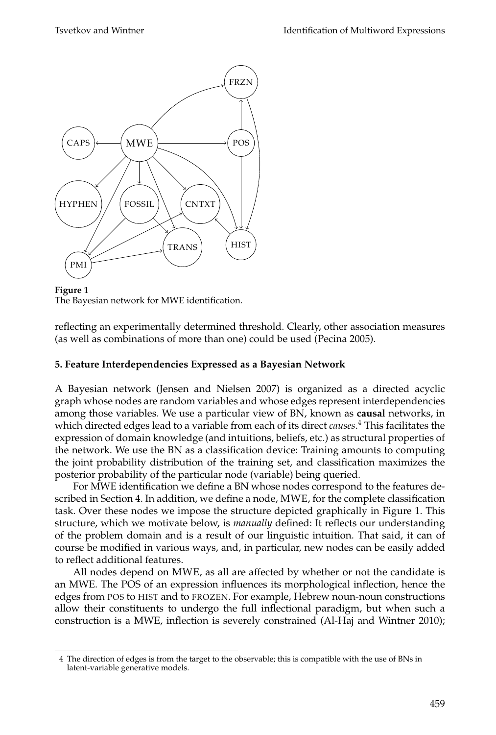**Figure 1**
The Bayesian network for MWE identification.

reflecting an experimentally determined threshold. Clearly, other association measures (as well as combinations of more than one) could be used (Pecina 2005).

## 5. Feature Interdependencies Expressed as a Bayesian Network

A Bayesian network (Jensen and Nielsen 2007) is organized as a directed acyclic graph whose nodes are random variables and whose edges represent interdependencies among those variables. We use a particular view of BN, known as **causal** networks, in which directed edges lead to a variable from each of its direct *causes*.[4] This facilitates the expression of domain knowledge (and intuitions, beliefs, etc.) as structural properties of the network. We use the BN as a classification device: Training amounts to computing the joint probability distribution of the training set, and classification maximizes the posterior probability of the particular node (variable) being queried.

For MWE identification we define a BN whose nodes correspond to the features described in Section 4. In addition, we define a node, MWE, for the complete classification task. Over these nodes we impose the structure depicted graphically in Figure 1. This structure, which we motivate below, is *manually* defined: It reflects our understanding of the problem domain and is a result of our linguistic intuition. That said, it can of course be modified in various ways, and, in particular, new nodes can be easily added to reflect additional features.

All nodes depend on MWE, as all are affected by whether or not the candidate is an MWE. The POS of an expression influences its morphological inflection, hence the edges from POS to HIST and to FROZEN. For example, Hebrew noun-noun constructions allow their constituents to undergo the full inflectional paradigm, but when such a construction is a MWE, inflection is severely constrained (Al-Haj and Wintner 2010);

---

[4] The direction of edges is from the target to the observable; this is compatible with the use of BNs in latent-variable generative models.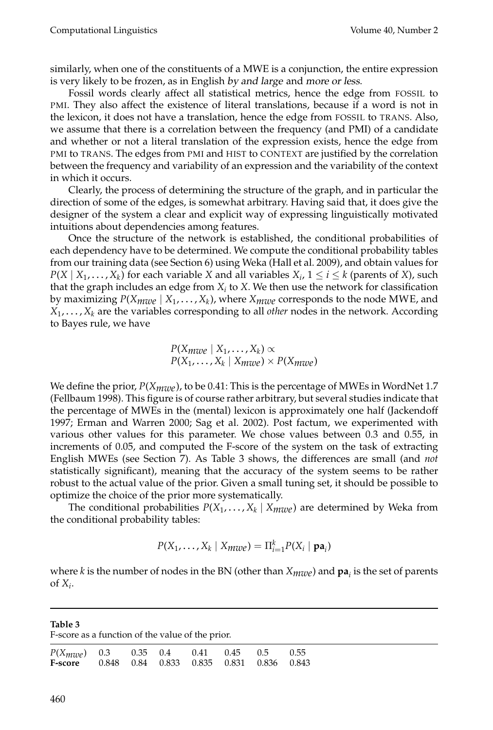similarly, when one of the constituents of a MWE is a conjunction, the entire expression is very likely to be frozen, as in English *by and large* and *more or less*.

Fossil words clearly affect all statistical metrics, hence the edge from FOSSIL to PMI. They also affect the existence of literal translations, because if a word is not in the lexicon, it does not have a translation, hence the edge from FOSSIL to TRANS. Also, we assume that there is a correlation between the frequency (and PMI) of a candidate and whether or not a literal translation of the expression exists, hence the edge from PMI to TRANS. The edges from PMI and HIST to CONTEXT are justified by the correlation between the frequency and variability of an expression and the variability of the context in which it occurs.

Clearly, the process of determining the structure of the graph, and in particular the direction of some of the edges, is somewhat arbitrary. Having said that, it does give the designer of the system a clear and explicit way of expressing linguistically motivated intuitions about dependencies among features.

Once the structure of the network is established, the conditional probabilities of each dependency have to be determined. We compute the conditional probability tables from our training data (see Section 6) using Weka (Hall et al. 2009), and obtain values for $P(X \mid X_1, \ldots, X_k)$ for each variable $X$ and all variables $X_i$, $1 \leq i \leq k$ (parents of $X$), such that the graph includes an edge from $X_i$ to $X$. We then use the network for classification by maximizing $P(X_{mwe} \mid X_1, \ldots, X_k)$, where $X_{mwe}$ corresponds to the node MWE, and $X_1, \ldots, X_k$ are the variables corresponding to all *other* nodes in the network. According to Bayes rule, we have

$$P(X_{mwe} \mid X_1, \ldots, X_k) \propto$$
$$P(X_1, \ldots, X_k \mid X_{mwe}) \times P(X_{mwe})$$

We define the prior, $P(X_{mwe})$, to be 0.41: This is the percentage of MWEs in WordNet 1.7 (Fellbaum 1998). This figure is of course rather arbitrary, but several studies indicate that the percentage of MWEs in the (mental) lexicon is approximately one half (Jackendoff 1997; Erman and Warren 2000; Sag et al. 2002). Post factum, we experimented with various other values for this parameter. We chose values between 0.3 and 0.55, in increments of 0.05, and computed the F-score of the system on the task of extracting English MWEs (see Section 7). As Table 3 shows, the differences are small (and *not* statistically significant), meaning that the accuracy of the system seems to be rather robust to the actual value of the prior. Given a small tuning set, it should be possible to optimize the choice of the prior more systematically.

The conditional probabilities $P(X_1, \ldots, X_k \mid X_{mwe})$ are determined by Weka from the conditional probability tables:

$$P(X_1, \ldots, X_k \mid X_{mwe}) = \Pi_{i=1}^{k} P(X_i \mid \mathbf{pa}_i)$$

where $k$ is the number of nodes in the BN (other than $X_{mwe}$) and $\mathbf{pa}_i$ is the set of parents of $X_i$.

**Table 3**
F-score as a function of the value of the prior.

| $P(X_{mwe})$ | 0.3 | 0.35 | 0.4 | 0.41 | 0.45 | 0.5 | 0.55 |
|---|---|---|---|---|---|---|---|
| **F-score** | 0.848 | 0.84 | 0.833 | 0.835 | 0.831 | 0.836 | 0.843 |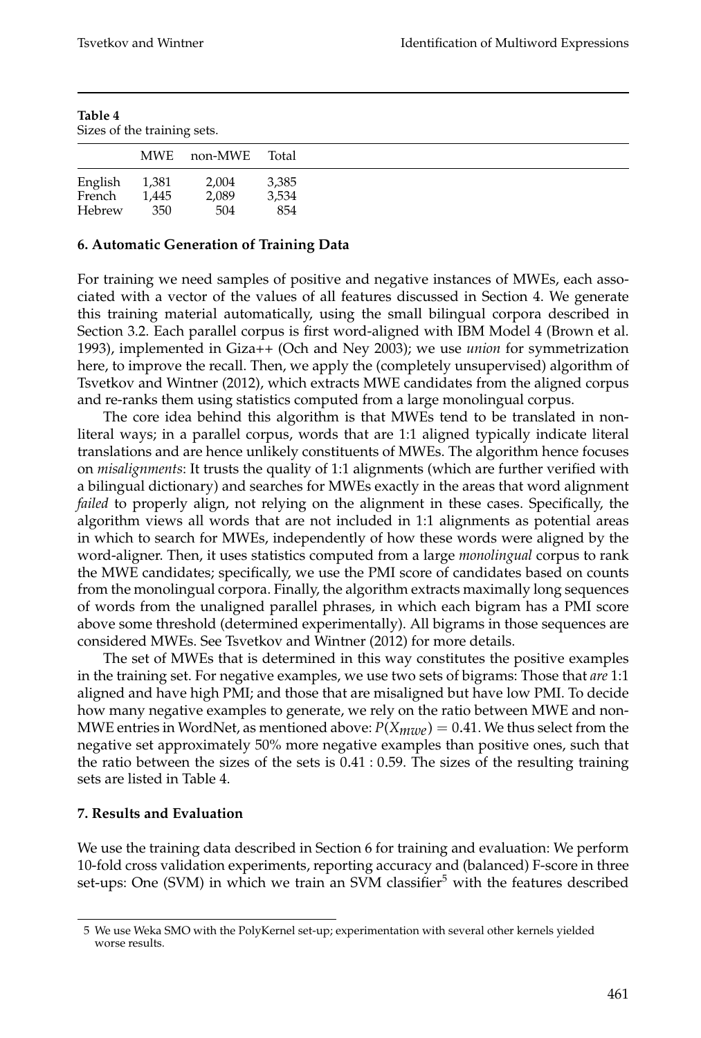**Table 4**
Sizes of the training sets.

| | MWE | non-MWE | Total |
|---|---|---|---|
| English | 1,381 | 2,004 | 3,385 |
| French | 1,445 | 2,089 | 3,534 |
| Hebrew | 350 | 504 | 854 |

## 6. Automatic Generation of Training Data

For training we need samples of positive and negative instances of MWEs, each associated with a vector of the values of all features discussed in Section 4. We generate this training material automatically, using the small bilingual corpora described in Section 3.2. Each parallel corpus is first word-aligned with IBM Model 4 (Brown et al. 1993), implemented in Giza++ (Och and Ney 2003); we use *union* for symmetrization here, to improve the recall. Then, we apply the (completely unsupervised) algorithm of Tsvetkov and Wintner (2012), which extracts MWE candidates from the aligned corpus and re-ranks them using statistics computed from a large monolingual corpus.

The core idea behind this algorithm is that MWEs tend to be translated in non-literal ways; in a parallel corpus, words that are 1:1 aligned typically indicate literal translations and are hence unlikely constituents of MWEs. The algorithm hence focuses on *misalignments*: It trusts the quality of 1:1 alignments (which are further verified with a bilingual dictionary) and searches for MWEs exactly in the areas that word alignment *failed* to properly align, not relying on the alignment in these cases. Specifically, the algorithm views all words that are not included in 1:1 alignments as potential areas in which to search for MWEs, independently of how these words were aligned by the word-aligner. Then, it uses statistics computed from a large *monolingual* corpus to rank the MWE candidates; specifically, we use the PMI score of candidates based on counts from the monolingual corpora. Finally, the algorithm extracts maximally long sequences of words from the unaligned parallel phrases, in which each bigram has a PMI score above some threshold (determined experimentally). All bigrams in those sequences are considered MWEs. See Tsvetkov and Wintner (2012) for more details.

The set of MWEs that is determined in this way constitutes the positive examples in the training set. For negative examples, we use two sets of bigrams: Those that *are* 1:1 aligned and have high PMI; and those that are misaligned but have low PMI. To decide how many negative examples to generate, we rely on the ratio between MWE and non-MWE entries in WordNet, as mentioned above: $P(X_{mwe}) = 0.41$. We thus select from the negative set approximately 50% more negative examples than positive ones, such that the ratio between the sizes of the sets is 0.41 : 0.59. The sizes of the resulting training sets are listed in Table 4.

## 7. Results and Evaluation

We use the training data described in Section 6 for training and evaluation: We perform 10-fold cross validation experiments, reporting accuracy and (balanced) F-score in three set-ups: One (SVM) in which we train an SVM classifier[5] with the features described

[5] We use Weka SMO with the PolyKernel set-up; experimentation with several other kernels yielded worse results.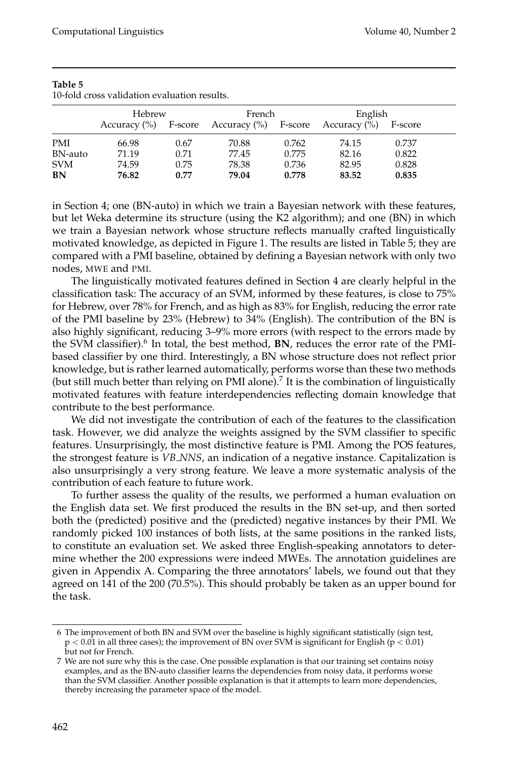**Table 5**
10-fold cross validation evaluation results.

| | Hebrew | | French | | English | |
|---|---|---|---|---|---|---|
| | Accuracy (%) | F-score | Accuracy (%) | F-score | Accuracy (%) | F-score |
| PMI | 66.98 | 0.67 | 70.88 | 0.762 | 74.15 | 0.737 |
| BN-auto | 71.19 | 0.71 | 77.45 | 0.775 | 82.16 | 0.822 |
| SVM | 74.59 | 0.75 | 78.38 | 0.736 | 82.95 | 0.828 |
| **BN** | **76.82** | **0.77** | **79.04** | **0.778** | **83.52** | **0.835** |

in Section 4; one (BN-auto) in which we train a Bayesian network with these features, but let Weka determine its structure (using the K2 algorithm); and one (BN) in which we train a Bayesian network whose structure reflects manually crafted linguistically motivated knowledge, as depicted in Figure 1. The results are listed in Table 5; they are compared with a PMI baseline, obtained by defining a Bayesian network with only two nodes, MWE and PMI.

The linguistically motivated features defined in Section 4 are clearly helpful in the classification task: The accuracy of an SVM, informed by these features, is close to 75% for Hebrew, over 78% for French, and as high as 83% for English, reducing the error rate of the PMI baseline by 23% (Hebrew) to 34% (English). The contribution of the BN is also highly significant, reducing 3–9% more errors (with respect to the errors made by the SVM classifier).[6] In total, the best method, **BN**, reduces the error rate of the PMI-based classifier by one third. Interestingly, a BN whose structure does not reflect prior knowledge, but is rather learned automatically, performs worse than these two methods (but still much better than relying on PMI alone).[7] It is the combination of linguistically motivated features with feature interdependencies reflecting domain knowledge that contribute to the best performance.

We did not investigate the contribution of each of the features to the classification task. However, we did analyze the weights assigned by the SVM classifier to specific features. Unsurprisingly, the most distinctive feature is PMI. Among the POS features, the strongest feature is *VB_NNS*, an indication of a negative instance. Capitalization is also unsurprisingly a very strong feature. We leave a more systematic analysis of the contribution of each feature to future work.

To further assess the quality of the results, we performed a human evaluation on the English data set. We first produced the results in the BN set-up, and then sorted both the (predicted) positive and the (predicted) negative instances by their PMI. We randomly picked 100 instances of both lists, at the same positions in the ranked lists, to constitute an evaluation set. We asked three English-speaking annotators to determine whether the 200 expressions were indeed MWEs. The annotation guidelines are given in Appendix A. Comparing the three annotators' labels, we found out that they agreed on 141 of the 200 (70.5%). This should probably be taken as an upper bound for the task.

---

6 The improvement of both BN and SVM over the baseline is highly significant statistically (sign test, $p < 0.01$ in all three cases); the improvement of BN over SVM is significant for English ($p < 0.01$) but not for French.

7 We are not sure why this is the case. One possible explanation is that our training set contains noisy examples, and as the BN-auto classifier learns the dependencies from noisy data, it performs worse than the SVM classifier. Another possible explanation is that it attempts to learn more dependencies, thereby increasing the parameter space of the model.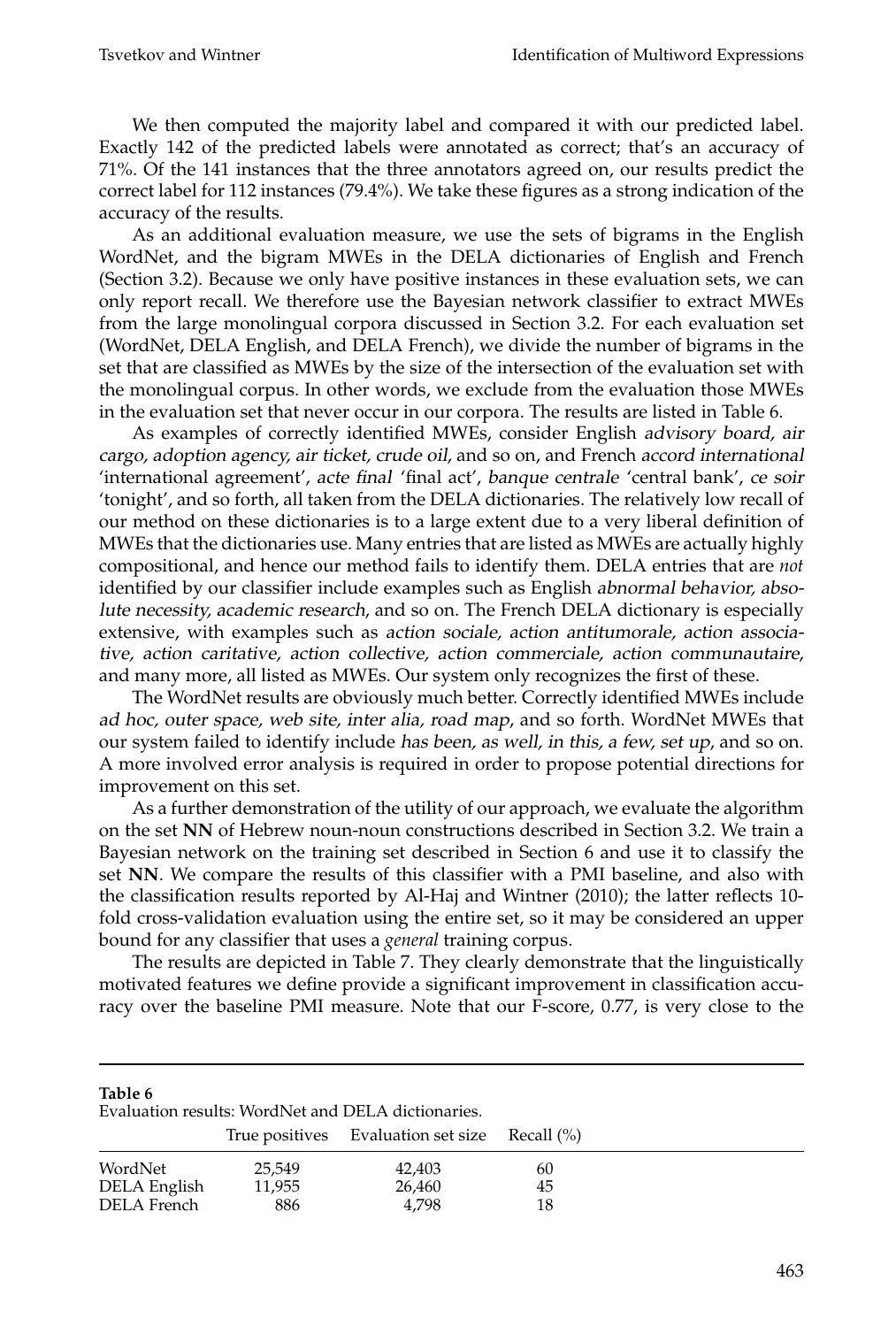We then computed the majority label and compared it with our predicted label. Exactly 142 of the predicted labels were annotated as correct; that's an accuracy of 71%. Of the 141 instances that the three annotators agreed on, our results predict the correct label for 112 instances (79.4%). We take these figures as a strong indication of the accuracy of the results.

As an additional evaluation measure, we use the sets of bigrams in the English WordNet, and the bigram MWEs in the DELA dictionaries of English and French (Section 3.2). Because we only have positive instances in these evaluation sets, we can only report recall. We therefore use the Bayesian network classifier to extract MWEs from the large monolingual corpora discussed in Section 3.2. For each evaluation set (WordNet, DELA English, and DELA French), we divide the number of bigrams in the set that are classified as MWEs by the size of the intersection of the evaluation set with the monolingual corpus. In other words, we exclude from the evaluation those MWEs in the evaluation set that never occur in our corpora. The results are listed in Table 6.

As examples of correctly identified MWEs, consider English *advisory board, air cargo, adoption agency, air ticket, crude oil*, and so on, and French *accord international* 'international agreement', *acte final* 'final act', *banque centrale* 'central bank', *ce soir* 'tonight', and so forth, all taken from the DELA dictionaries. The relatively low recall of our method on these dictionaries is to a large extent due to a very liberal definition of MWEs that the dictionaries use. Many entries that are listed as MWEs are actually highly compositional, and hence our method fails to identify them. DELA entries that are *not* identified by our classifier include examples such as English *abnormal behavior, absolute necessity, academic research*, and so on. The French DELA dictionary is especially extensive, with examples such as *action sociale, action antitumorale, action associative, action caritative, action collective, action commerciale, action communautaire*, and many more, all listed as MWEs. Our system only recognizes the first of these.

The WordNet results are obviously much better. Correctly identified MWEs include *ad hoc, outer space, web site, inter alia, road map*, and so forth. WordNet MWEs that our system failed to identify include *has been, as well, in this, a few, set up*, and so on. A more involved error analysis is required in order to propose potential directions for improvement on this set.

As a further demonstration of the utility of our approach, we evaluate the algorithm on the set **NN** of Hebrew noun-noun constructions described in Section 3.2. We train a Bayesian network on the training set described in Section 6 and use it to classify the set **NN**. We compare the results of this classifier with a PMI baseline, and also with the classification results reported by Al-Haj and Wintner (2010); the latter reflects 10-fold cross-validation evaluation using the entire set, so it may be considered an upper bound for any classifier that uses a *general* training corpus.

The results are depicted in Table 7. They clearly demonstrate that the linguistically motivated features we define provide a significant improvement in classification accuracy over the baseline PMI measure. Note that our F-score, 0.77, is very close to the

**Table 6**
Evaluation results: WordNet and DELA dictionaries.

| | True positives | Evaluation set size | Recall (%) |
|---|---|---|---|
| WordNet | 25,549 | 42,403 | 60 |
| DELA English | 11,955 | 26,460 | 45 |
| DELA French | 886 | 4,798 | 18 |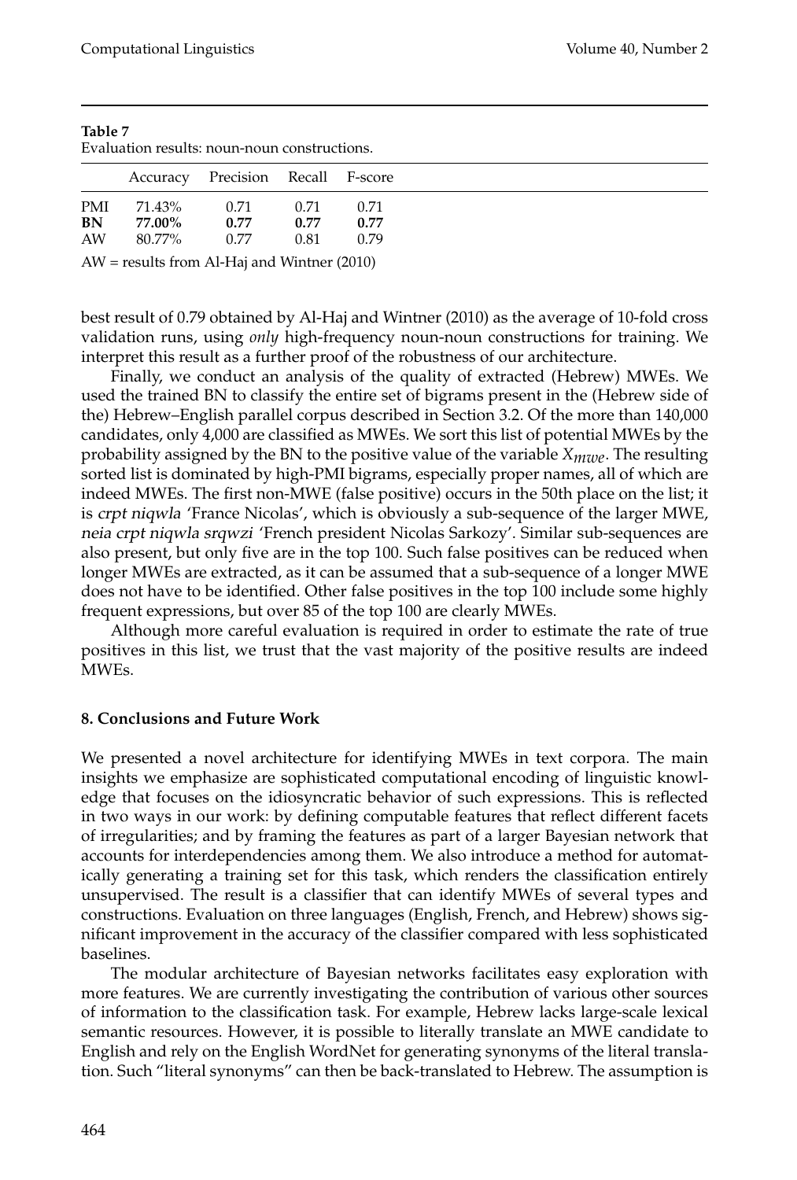**Table 7**
Evaluation results: noun-noun constructions.

| | Accuracy | Precision | Recall | F-score |
|---|---|---|---|---|
| PMI | 71.43% | 0.71 | 0.71 | 0.71 |
| **BN** | **77.00%** | **0.77** | **0.77** | **0.77** |
| AW | 80.77% | 0.77 | 0.81 | 0.79 |

AW = results from Al-Haj and Wintner (2010)

best result of 0.79 obtained by Al-Haj and Wintner (2010) as the average of 10-fold cross validation runs, using *only* high-frequency noun-noun constructions for training. We interpret this result as a further proof of the robustness of our architecture.

Finally, we conduct an analysis of the quality of extracted (Hebrew) MWEs. We used the trained BN to classify the entire set of bigrams present in the (Hebrew side of the) Hebrew–English parallel corpus described in Section 3.2. Of the more than 140,000 candidates, only 4,000 are classified as MWEs. We sort this list of potential MWEs by the probability assigned by the BN to the positive value of the variable $X_{mwe}$. The resulting sorted list is dominated by high-PMI bigrams, especially proper names, all of which are indeed MWEs. The first non-MWE (false positive) occurs in the 50th place on the list; it is crpt niqwla 'France Nicolas', which is obviously a sub-sequence of the larger MWE, neia crpt niqwla srqwzi 'French president Nicolas Sarkozy'. Similar sub-sequences are also present, but only five are in the top 100. Such false positives can be reduced when longer MWEs are extracted, as it can be assumed that a sub-sequence of a longer MWE does not have to be identified. Other false positives in the top 100 include some highly frequent expressions, but over 85 of the top 100 are clearly MWEs.

Although more careful evaluation is required in order to estimate the rate of true positives in this list, we trust that the vast majority of the positive results are indeed MWEs.

## 8. Conclusions and Future Work

We presented a novel architecture for identifying MWEs in text corpora. The main insights we emphasize are sophisticated computational encoding of linguistic knowledge that focuses on the idiosyncratic behavior of such expressions. This is reflected in two ways in our work: by defining computable features that reflect different facets of irregularities; and by framing the features as part of a larger Bayesian network that accounts for interdependencies among them. We also introduce a method for automatically generating a training set for this task, which renders the classification entirely unsupervised. The result is a classifier that can identify MWEs of several types and constructions. Evaluation on three languages (English, French, and Hebrew) shows significant improvement in the accuracy of the classifier compared with less sophisticated baselines.

The modular architecture of Bayesian networks facilitates easy exploration with more features. We are currently investigating the contribution of various other sources of information to the classification task. For example, Hebrew lacks large-scale lexical semantic resources. However, it is possible to literally translate an MWE candidate to English and rely on the English WordNet for generating synonyms of the literal translation. Such "literal synonyms" can then be back-translated to Hebrew. The assumption is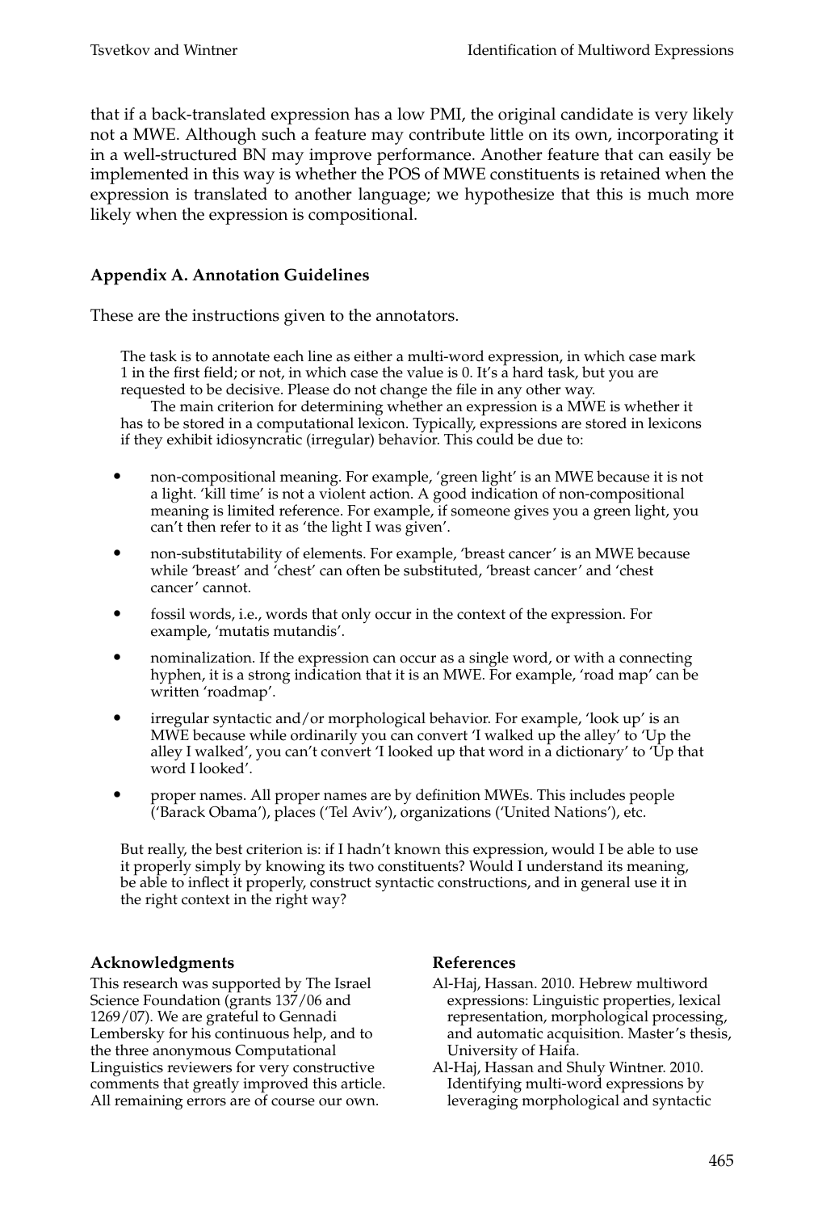that if a back-translated expression has a low PMI, the original candidate is very likely not a MWE. Although such a feature may contribute little on its own, incorporating it in a well-structured BN may improve performance. Another feature that can easily be implemented in this way is whether the POS of MWE constituents is retained when the expression is translated to another language; we hypothesize that this is much more likely when the expression is compositional.

## Appendix A. Annotation Guidelines

These are the instructions given to the annotators.

> The task is to annotate each line as either a multi-word expression, in which case mark 1 in the first field; or not, in which case the value is 0. It's a hard task, but you are requested to be decisive. Please do not change the file in any other way.
>
> The main criterion for determining whether an expression is a MWE is whether it has to be stored in a computational lexicon. Typically, expressions are stored in lexicons if they exhibit idiosyncratic (irregular) behavior. This could be due to:
>
> - non-compositional meaning. For example, 'green light' is an MWE because it is not a light. 'kill time' is not a violent action. A good indication of non-compositional meaning is limited reference. For example, if someone gives you a green light, you can't then refer to it as 'the light I was given'.
> - non-substitutability of elements. For example, 'breast cancer' is an MWE because while 'breast' and 'chest' can often be substituted, 'breast cancer' and 'chest cancer' cannot.
> - fossil words, i.e., words that only occur in the context of the expression. For example, 'mutatis mutandis'.
> - nominalization. If the expression can occur as a single word, or with a connecting hyphen, it is a strong indication that it is an MWE. For example, 'road map' can be written 'roadmap'.
> - irregular syntactic and/or morphological behavior. For example, 'look up' is an MWE because while ordinarily you can convert 'I walked up the alley' to 'Up the alley I walked', you can't convert 'I looked up that word in a dictionary' to 'Up that word I looked'.
> - proper names. All proper names are by definition MWEs. This includes people ('Barack Obama'), places ('Tel Aviv'), organizations ('United Nations'), etc.
>
> But really, the best criterion is: if I hadn't known this expression, would I be able to use it properly simply by knowing its two constituents? Would I understand its meaning, be able to inflect it properly, construct syntactic constructions, and in general use it in the right context in the right way?

### Acknowledgments

This research was supported by The Israel Science Foundation (grants 137/06 and 1269/07). We are grateful to Gennadi Lembersky for his continuous help, and to the three anonymous Computational Linguistics reviewers for very constructive comments that greatly improved this article. All remaining errors are of course our own.

### References

Al-Haj, Hassan. 2010. Hebrew multiword expressions: Linguistic properties, lexical representation, morphological processing, and automatic acquisition. Master's thesis, University of Haifa.

Al-Haj, Hassan and Shuly Wintner. 2010. Identifying multi-word expressions by leveraging morphological and syntactic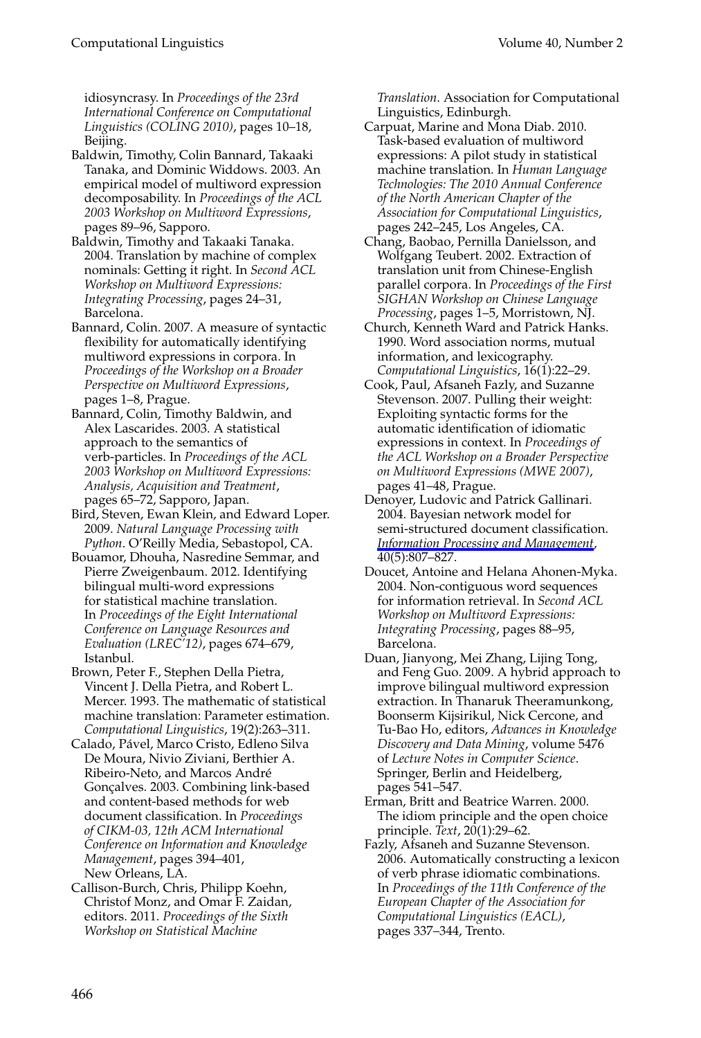idiosyncrasy. In *Proceedings of the 23rd International Conference on Computational Linguistics (COLING 2010)*, pages 10–18, Beijing.

Baldwin, Timothy, Colin Bannard, Takaaki Tanaka, and Dominic Widdows. 2003. An empirical model of multiword expression decomposability. In *Proceedings of the ACL 2003 Workshop on Multiword Expressions*, pages 89–96, Sapporo.

Baldwin, Timothy and Takaaki Tanaka. 2004. Translation by machine of complex nominals: Getting it right. In *Second ACL Workshop on Multiword Expressions: Integrating Processing*, pages 24–31, Barcelona.

Bannard, Colin. 2007. A measure of syntactic flexibility for automatically identifying multiword expressions in corpora. In *Proceedings of the Workshop on a Broader Perspective on Multiword Expressions*, pages 1–8, Prague.

Bannard, Colin, Timothy Baldwin, and Alex Lascarides. 2003. A statistical approach to the semantics of verb-particles. In *Proceedings of the ACL 2003 Workshop on Multiword Expressions: Analysis, Acquisition and Treatment*, pages 65–72, Sapporo, Japan.

Bird, Steven, Ewan Klein, and Edward Loper. 2009. *Natural Language Processing with Python*. O'Reilly Media, Sebastopol, CA.

Bouamor, Dhouha, Nasredine Semmar, and Pierre Zweigenbaum. 2012. Identifying bilingual multi-word expressions for statistical machine translation. In *Proceedings of the Eight International Conference on Language Resources and Evaluation (LREC'12)*, pages 674–679, Istanbul.

Brown, Peter F., Stephen Della Pietra, Vincent J. Della Pietra, and Robert L. Mercer. 1993. The mathematic of statistical machine translation: Parameter estimation. *Computational Linguistics*, 19(2):263–311.

Calado, Pável, Marco Cristo, Edleno Silva De Moura, Nivio Ziviani, Berthier A. Ribeiro-Neto, and Marcos André Gonçalves. 2003. Combining link-based and content-based methods for web document classification. In *Proceedings of CIKM-03, 12th ACM International Conference on Information and Knowledge Management*, pages 394–401, New Orleans, LA.

Callison-Burch, Chris, Philipp Koehn, Christof Monz, and Omar F. Zaidan, editors. 2011. *Proceedings of the Sixth Workshop on Statistical Machine Translation*. Association for Computational Linguistics, Edinburgh.

Carpuat, Marine and Mona Diab. 2010. Task-based evaluation of multiword expressions: A pilot study in statistical machine translation. In *Human Language Technologies: The 2010 Annual Conference of the North American Chapter of the Association for Computational Linguistics*, pages 242–245, Los Angeles, CA.

Chang, Baobao, Pernilla Danielsson, and Wolfgang Teubert. 2002. Extraction of translation unit from Chinese-English parallel corpora. In *Proceedings of the First SIGHAN Workshop on Chinese Language Processing*, pages 1–5, Morristown, NJ.

Church, Kenneth Ward and Patrick Hanks. 1990. Word association norms, mutual information, and lexicography. *Computational Linguistics*, 16(1):22–29.

Cook, Paul, Afsaneh Fazly, and Suzanne Stevenson. 2007. Pulling their weight: Exploiting syntactic forms for the automatic identification of idiomatic expressions in context. In *Proceedings of the ACL Workshop on a Broader Perspective on Multiword Expressions (MWE 2007)*, pages 41–48, Prague.

Denoyer, Ludovic and Patrick Gallinari. 2004. Bayesian network model for semi-structured document classification. *Information Processing and Management*, 40(5):807–827.

Doucet, Antoine and Helana Ahonen-Myka. 2004. Non-contiguous word sequences for information retrieval. In *Second ACL Workshop on Multiword Expressions: Integrating Processing*, pages 88–95, Barcelona.

Duan, Jianyong, Mei Zhang, Lijing Tong, and Feng Guo. 2009. A hybrid approach to improve bilingual multiword expression extraction. In Thanaruk Theeramunkong, Boonserm Kijsirikul, Nick Cercone, and Tu-Bao Ho, editors, *Advances in Knowledge Discovery and Data Mining*, volume 5476 of *Lecture Notes in Computer Science*. Springer, Berlin and Heidelberg, pages 541–547.

Erman, Britt and Beatrice Warren. 2000. The idiom principle and the open choice principle. *Text*, 20(1):29–62.

Fazly, Afsaneh and Suzanne Stevenson. 2006. Automatically constructing a lexicon of verb phrase idiomatic combinations. In *Proceedings of the 11th Conference of the European Chapter of the Association for Computational Linguistics (EACL)*, pages 337–344, Trento.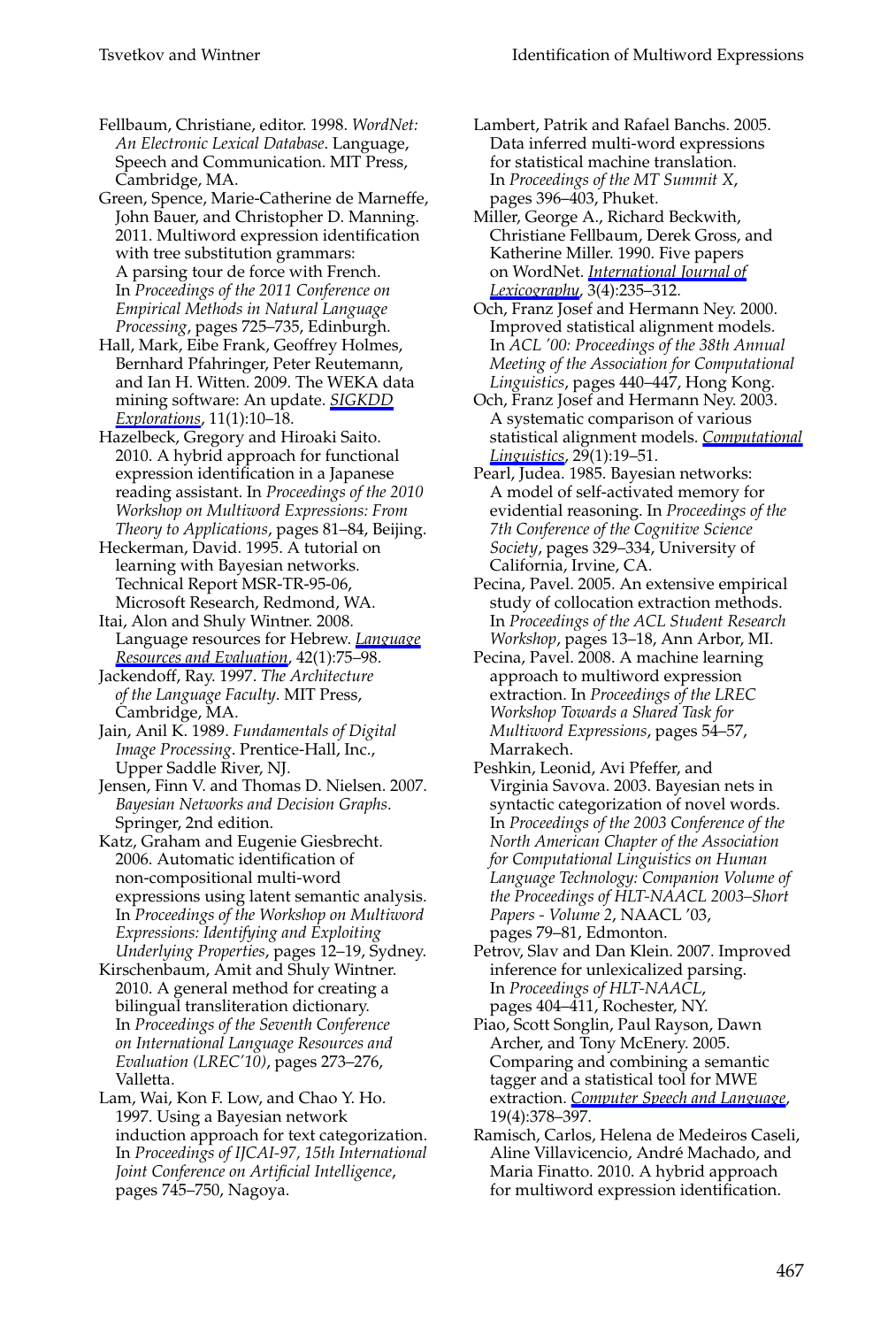Fellbaum, Christiane, editor. 1998. *WordNet: An Electronic Lexical Database*. Language, Speech and Communication. MIT Press, Cambridge, MA.

Green, Spence, Marie-Catherine de Marneffe, John Bauer, and Christopher D. Manning. 2011. Multiword expression identification with tree substitution grammars: A parsing tour de force with French. In *Proceedings of the 2011 Conference on Empirical Methods in Natural Language Processing*, pages 725–735, Edinburgh.

Hall, Mark, Eibe Frank, Geoffrey Holmes, Bernhard Pfahringer, Peter Reutemann, and Ian H. Witten. 2009. The WEKA data mining software: An update. *SIGKDD Explorations*, 11(1):10–18.

Hazelbeck, Gregory and Hiroaki Saito. 2010. A hybrid approach for functional expression identification in a Japanese reading assistant. In *Proceedings of the 2010 Workshop on Multiword Expressions: From Theory to Applications*, pages 81–84, Beijing.

Heckerman, David. 1995. A tutorial on learning with Bayesian networks. Technical Report MSR-TR-95-06, Microsoft Research, Redmond, WA.

Itai, Alon and Shuly Wintner. 2008. Language resources for Hebrew. *Language Resources and Evaluation*, 42(1):75–98.

Jackendoff, Ray. 1997. *The Architecture of the Language Faculty*. MIT Press, Cambridge, MA.

Jain, Anil K. 1989. *Fundamentals of Digital Image Processing*. Prentice-Hall, Inc., Upper Saddle River, NJ.

Jensen, Finn V. and Thomas D. Nielsen. 2007. *Bayesian Networks and Decision Graphs*. Springer, 2nd edition.

Katz, Graham and Eugenie Giesbrecht. 2006. Automatic identification of non-compositional multi-word expressions using latent semantic analysis. In *Proceedings of the Workshop on Multiword Expressions: Identifying and Exploiting Underlying Properties*, pages 12–19, Sydney.

Kirschenbaum, Amit and Shuly Wintner. 2010. A general method for creating a bilingual transliteration dictionary. In *Proceedings of the Seventh Conference on International Language Resources and Evaluation (LREC'10)*, pages 273–276, Valletta.

Lam, Wai, Kon F. Low, and Chao Y. Ho. 1997. Using a Bayesian network induction approach for text categorization. In *Proceedings of IJCAI-97, 15th International Joint Conference on Artificial Intelligence*, pages 745–750, Nagoya.

Lambert, Patrik and Rafael Banchs. 2005. Data inferred multi-word expressions for statistical machine translation. In *Proceedings of the MT Summit X*, pages 396–403, Phuket.

Miller, George A., Richard Beckwith, Christiane Fellbaum, Derek Gross, and Katherine Miller. 1990. Five papers on WordNet. *International Journal of Lexicography*, 3(4):235–312.

Och, Franz Josef and Hermann Ney. 2000. Improved statistical alignment models. In *ACL '00: Proceedings of the 38th Annual Meeting of the Association for Computational Linguistics*, pages 440–447, Hong Kong.

Och, Franz Josef and Hermann Ney. 2003. A systematic comparison of various statistical alignment models. *Computational Linguistics*, 29(1):19–51.

Pearl, Judea. 1985. Bayesian networks: A model of self-activated memory for evidential reasoning. In *Proceedings of the 7th Conference of the Cognitive Science Society*, pages 329–334, University of California, Irvine, CA.

Pecina, Pavel. 2005. An extensive empirical study of collocation extraction methods. In *Proceedings of the ACL Student Research Workshop*, pages 13–18, Ann Arbor, MI.

Pecina, Pavel. 2008. A machine learning approach to multiword expression extraction. In *Proceedings of the LREC Workshop Towards a Shared Task for Multiword Expressions*, pages 54–57, Marrakech.

Peshkin, Leonid, Avi Pfeffer, and Virginia Savova. 2003. Bayesian nets in syntactic categorization of novel words. In *Proceedings of the 2003 Conference of the North American Chapter of the Association for Computational Linguistics on Human Language Technology: Companion Volume of the Proceedings of HLT-NAACL 2003–Short Papers - Volume 2*, NAACL '03, pages 79–81, Edmonton.

Petrov, Slav and Dan Klein. 2007. Improved inference for unlexicalized parsing. In *Proceedings of HLT-NAACL*, pages 404–411, Rochester, NY.

Piao, Scott Songlin, Paul Rayson, Dawn Archer, and Tony McEnery. 2005. Comparing and combining a semantic tagger and a statistical tool for MWE extraction. *Computer Speech and Language*, 19(4):378–397.

Ramisch, Carlos, Helena de Medeiros Caseli, Aline Villavicencio, André Machado, and Maria Finatto. 2010. A hybrid approach for multiword expression identification.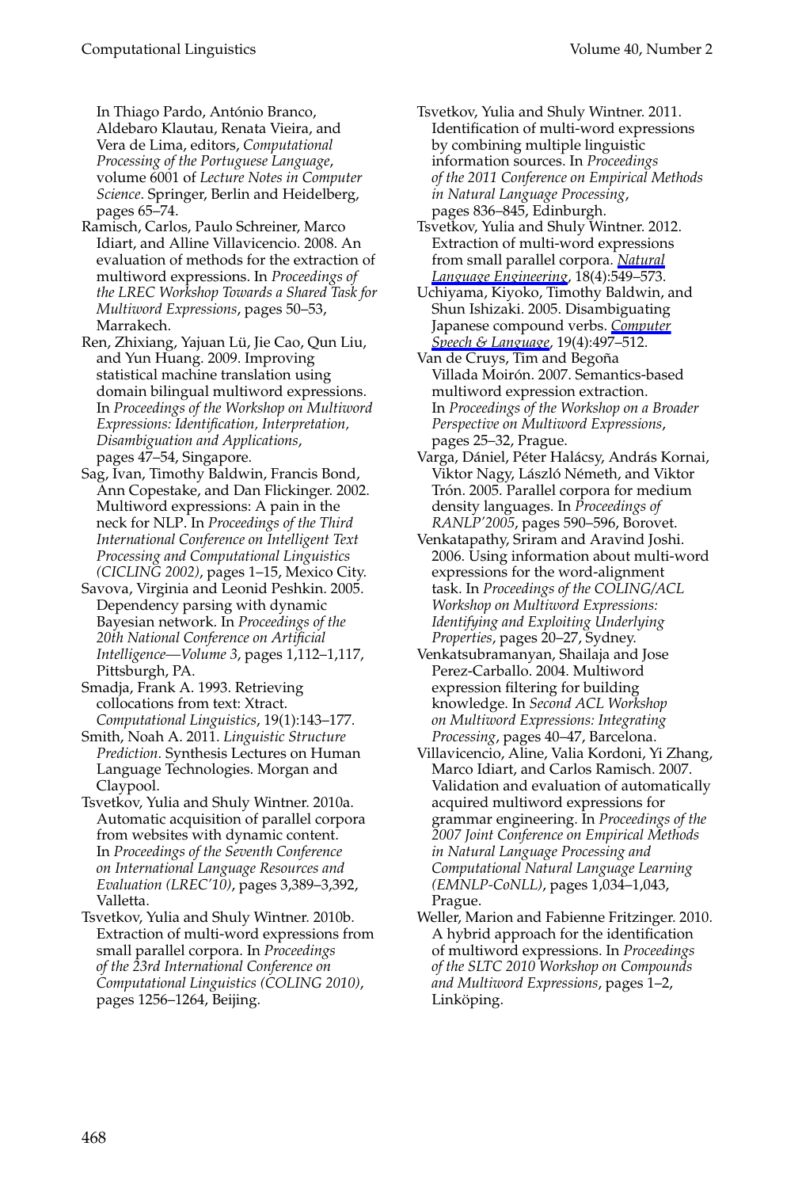In Thiago Pardo, António Branco, Aldebaro Klautau, Renata Vieira, and Vera de Lima, editors, *Computational Processing of the Portuguese Language*, volume 6001 of *Lecture Notes in Computer Science*. Springer, Berlin and Heidelberg, pages 65–74.

Ramisch, Carlos, Paulo Schreiner, Marco Idiart, and Alline Villavicencio. 2008. An evaluation of methods for the extraction of multiword expressions. In *Proceedings of the LREC Workshop Towards a Shared Task for Multiword Expressions*, pages 50–53, Marrakech.

Ren, Zhixiang, Yajuan Lü, Jie Cao, Qun Liu, and Yun Huang. 2009. Improving statistical machine translation using domain bilingual multiword expressions. In *Proceedings of the Workshop on Multiword Expressions: Identification, Interpretation, Disambiguation and Applications*, pages 47–54, Singapore.

Sag, Ivan, Timothy Baldwin, Francis Bond, Ann Copestake, and Dan Flickinger. 2002. Multiword expressions: A pain in the neck for NLP. In *Proceedings of the Third International Conference on Intelligent Text Processing and Computational Linguistics (CICLING 2002)*, pages 1–15, Mexico City.

Savova, Virginia and Leonid Peshkin. 2005. Dependency parsing with dynamic Bayesian network. In *Proceedings of the 20th National Conference on Artificial Intelligence—Volume 3*, pages 1,112–1,117, Pittsburgh, PA.

Smadja, Frank A. 1993. Retrieving collocations from text: Xtract. *Computational Linguistics*, 19(1):143–177.

Smith, Noah A. 2011. *Linguistic Structure Prediction*. Synthesis Lectures on Human Language Technologies. Morgan and Claypool.

Tsvetkov, Yulia and Shuly Wintner. 2010a. Automatic acquisition of parallel corpora from websites with dynamic content. In *Proceedings of the Seventh Conference on International Language Resources and Evaluation (LREC'10)*, pages 3,389–3,392, Valletta.

Tsvetkov, Yulia and Shuly Wintner. 2010b. Extraction of multi-word expressions from small parallel corpora. In *Proceedings of the 23rd International Conference on Computational Linguistics (COLING 2010)*, pages 1256–1264, Beijing.

Tsvetkov, Yulia and Shuly Wintner. 2011. Identification of multi-word expressions by combining multiple linguistic information sources. In *Proceedings of the 2011 Conference on Empirical Methods in Natural Language Processing*, pages 836–845, Edinburgh.

Tsvetkov, Yulia and Shuly Wintner. 2012. Extraction of multi-word expressions from small parallel corpora. *Natural Language Engineering*, 18(4):549–573.

Uchiyama, Kiyoko, Timothy Baldwin, and Shun Ishizaki. 2005. Disambiguating Japanese compound verbs. *Computer Speech & Language*, 19(4):497–512.

Van de Cruys, Tim and Begoña Villada Moirón. 2007. Semantics-based multiword expression extraction. In *Proceedings of the Workshop on a Broader Perspective on Multiword Expressions*, pages 25–32, Prague.

Varga, Dániel, Péter Halácsy, András Kornai, Viktor Nagy, László Németh, and Viktor Trón. 2005. Parallel corpora for medium density languages. In *Proceedings of RANLP'2005*, pages 590–596, Borovet.

Venkatapathy, Sriram and Aravind Joshi. 2006. Using information about multi-word expressions for the word-alignment task. In *Proceedings of the COLING/ACL Workshop on Multiword Expressions: Identifying and Exploiting Underlying Properties*, pages 20–27, Sydney.

Venkatsubramanyan, Shailaja and Jose Perez-Carballo. 2004. Multiword expression filtering for building knowledge. In *Second ACL Workshop on Multiword Expressions: Integrating Processing*, pages 40–47, Barcelona.

Villavicencio, Aline, Valia Kordoni, Yi Zhang, Marco Idiart, and Carlos Ramisch. 2007. Validation and evaluation of automatically acquired multiword expressions for grammar engineering. In *Proceedings of the 2007 Joint Conference on Empirical Methods in Natural Language Processing and Computational Natural Language Learning (EMNLP-CoNLL)*, pages 1,034–1,043, Prague.

Weller, Marion and Fabienne Fritzinger. 2010. A hybrid approach for the identification of multiword expressions. In *Proceedings of the SLTC 2010 Workshop on Compounds and Multiword Expressions*, pages 1–2, Linköping.